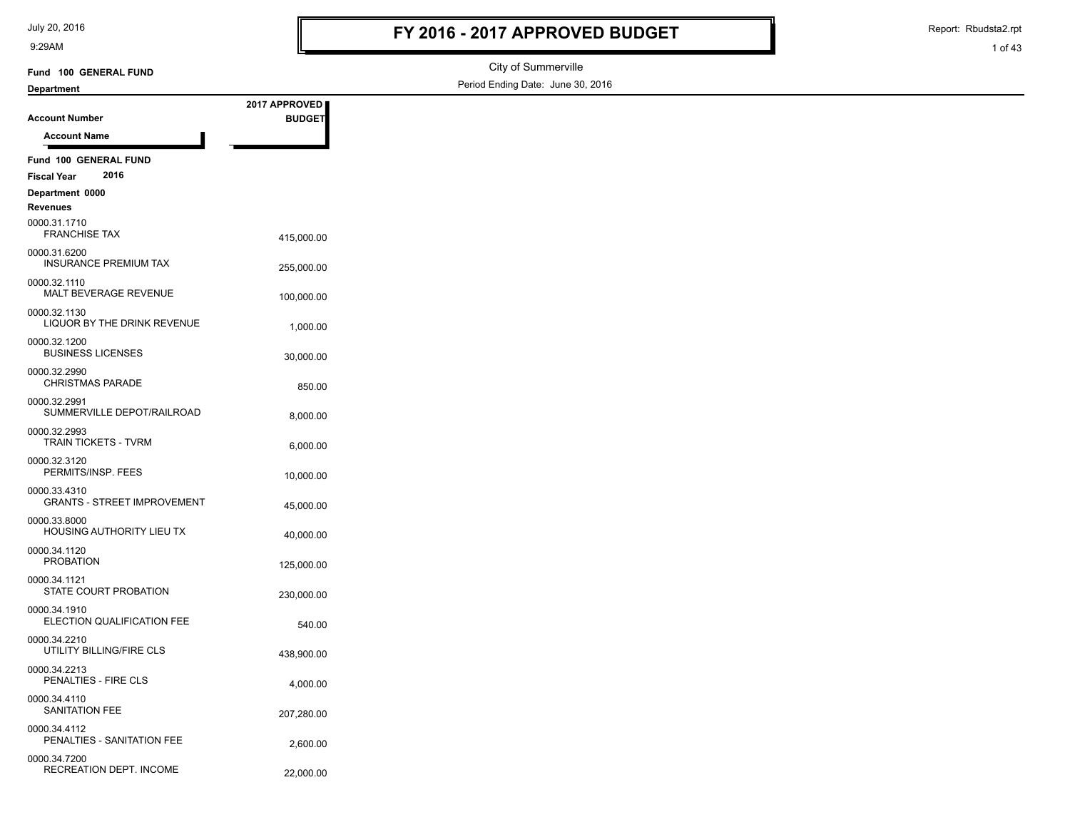# FY 2016 - 2017 APPROVED BUDGET

City of Summerville

Period Ending Date: June 30, 2016

**Fund 100 GENERAL FUND**

**Department**

| Account Number / Account Name | 2017 APPROVED BUDGET |
|---|---|
| **Fund 100 GENERAL FUND** | |
| **Fiscal Year 2016** | |
| **Department 0000** | |
| **Revenues** | |
| 0000.31.1710 FRANCHISE TAX | 415,000.00 |
| 0000.31.6200 INSURANCE PREMIUM TAX | 255,000.00 |
| 0000.32.1110 MALT BEVERAGE REVENUE | 100,000.00 |
| 0000.32.1130 LIQUOR BY THE DRINK REVENUE | 1,000.00 |
| 0000.32.1200 BUSINESS LICENSES | 30,000.00 |
| 0000.32.2990 CHRISTMAS PARADE | 850.00 |
| 0000.32.2991 SUMMERVILLE DEPOT/RAILROAD | 8,000.00 |
| 0000.32.2993 TRAIN TICKETS - TVRM | 6,000.00 |
| 0000.32.3120 PERMITS/INSP. FEES | 10,000.00 |
| 0000.33.4310 GRANTS - STREET IMPROVEMENT | 45,000.00 |
| 0000.33.8000 HOUSING AUTHORITY LIEU TX | 40,000.00 |
| 0000.34.1120 PROBATION | 125,000.00 |
| 0000.34.1121 STATE COURT PROBATION | 230,000.00 |
| 0000.34.1910 ELECTION QUALIFICATION FEE | 540.00 |
| 0000.34.2210 UTILITY BILLING/FIRE CLS | 438,900.00 |
| 0000.34.2213 PENALTIES - FIRE CLS | 4,000.00 |
| 0000.34.4110 SANITATION FEE | 207,280.00 |
| 0000.34.4112 PENALTIES - SANITATION FEE | 2,600.00 |
| 0000.34.7200 RECREATION DEPT. INCOME | 22,000.00 |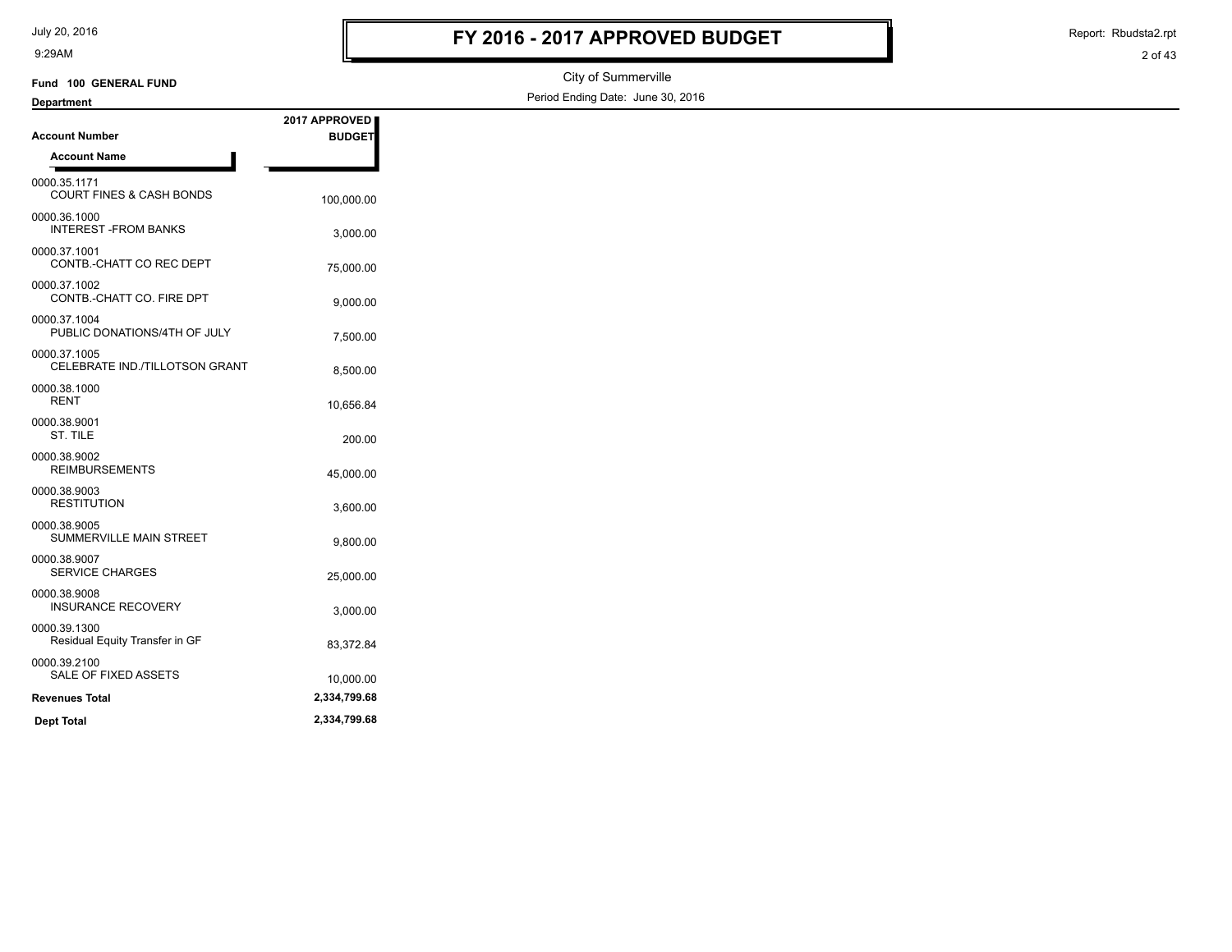# FY 2016 - 2017 APPROVED BUDGET

City of Summerville

Period Ending Date: June 30, 2016

Fund 100 GENERAL FUND

Department

| Account Number / Account Name | 2017 APPROVED BUDGET |
|---|---|
| 0000.35.1171 COURT FINES & CASH BONDS | 100,000.00 |
| 0000.36.1000 INTEREST -FROM BANKS | 3,000.00 |
| 0000.37.1001 CONTB.-CHATT CO REC DEPT | 75,000.00 |
| 0000.37.1002 CONTB.-CHATT CO. FIRE DPT | 9,000.00 |
| 0000.37.1004 PUBLIC DONATIONS/4TH OF JULY | 7,500.00 |
| 0000.37.1005 CELEBRATE IND./TILLOTSON GRANT | 8,500.00 |
| 0000.38.1000 RENT | 10,656.84 |
| 0000.38.9001 ST. TILE | 200.00 |
| 0000.38.9002 REIMBURSEMENTS | 45,000.00 |
| 0000.38.9003 RESTITUTION | 3,600.00 |
| 0000.38.9005 SUMMERVILLE MAIN STREET | 9,800.00 |
| 0000.38.9007 SERVICE CHARGES | 25,000.00 |
| 0000.38.9008 INSURANCE RECOVERY | 3,000.00 |
| 0000.39.1300 Residual Equity Transfer in GF | 83,372.84 |
| 0000.39.2100 SALE OF FIXED ASSETS | 10,000.00 |
| **Revenues Total** | **2,334,799.68** |
| **Dept Total** | **2,334,799.68** |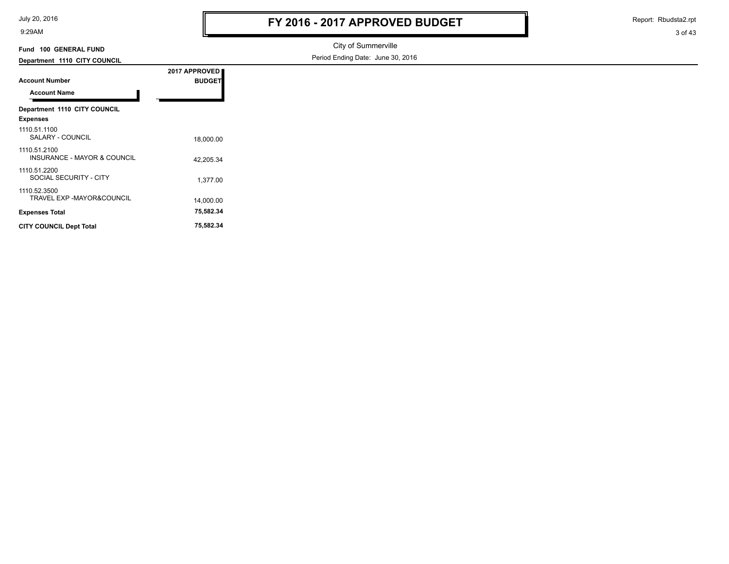# FY 2016 - 2017 APPROVED BUDGET

City of Summerville

Period Ending Date: June 30, 2016

**Fund 100 GENERAL FUND**

**Department 1110 CITY COUNCIL**

| Account Number / Account Name | 2017 APPROVED BUDGET |
|---|---|
| **Department 1110 CITY COUNCIL** | |
| **Expenses** | |
| 1110.51.1100 SALARY - COUNCIL | 18,000.00 |
| 1110.51.2100 INSURANCE - MAYOR & COUNCIL | 42,205.34 |
| 1110.51.2200 SOCIAL SECURITY - CITY | 1,377.00 |
| 1110.52.3500 TRAVEL EXP -MAYOR&COUNCIL | 14,000.00 |
| **Expenses Total** | **75,582.34** |
| **CITY COUNCIL Dept Total** | **75,582.34** |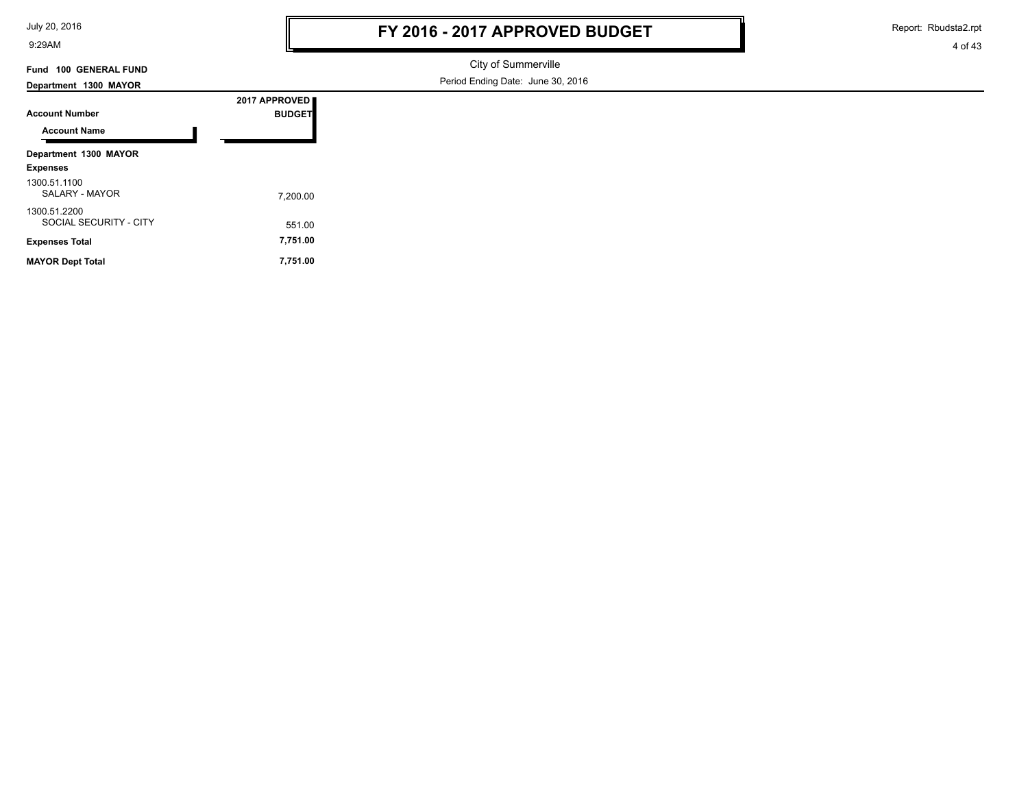# FY 2016 - 2017 APPROVED BUDGET

City of Summerville

Period Ending Date: June 30, 2016

**Fund 100 GENERAL FUND**

**Department 1300 MAYOR**

| Account Number / Account Name | 2017 APPROVED BUDGET |
|---|---|
| **Department 1300 MAYOR** | |
| **Expenses** | |
| 1300.51.1100 SALARY - MAYOR | 7,200.00 |
| 1300.51.2200 SOCIAL SECURITY - CITY | 551.00 |
| **Expenses Total** | **7,751.00** |
| **MAYOR Dept Total** | **7,751.00** |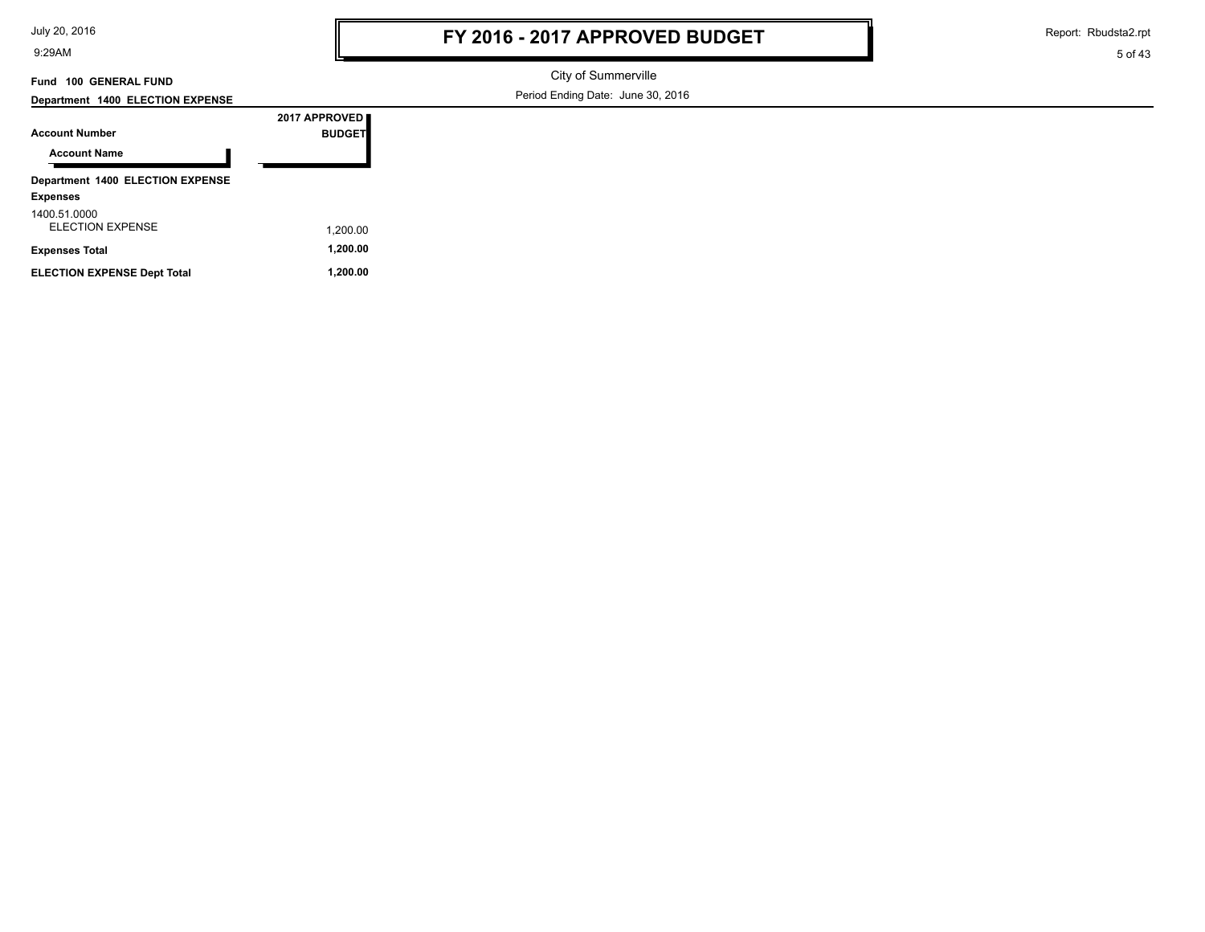# FY 2016 - 2017 APPROVED BUDGET

City of Summerville

Period Ending Date: June 30, 2016

**Fund 100 GENERAL FUND**

**Department 1400 ELECTION EXPENSE**

| Account Number / Account Name | 2017 APPROVED BUDGET |
|---|---|
| **Department 1400 ELECTION EXPENSE** | |
| **Expenses** | |
| 1400.51.0000 ELECTION EXPENSE | 1,200.00 |
| **Expenses Total** | **1,200.00** |
| **ELECTION EXPENSE Dept Total** | **1,200.00** |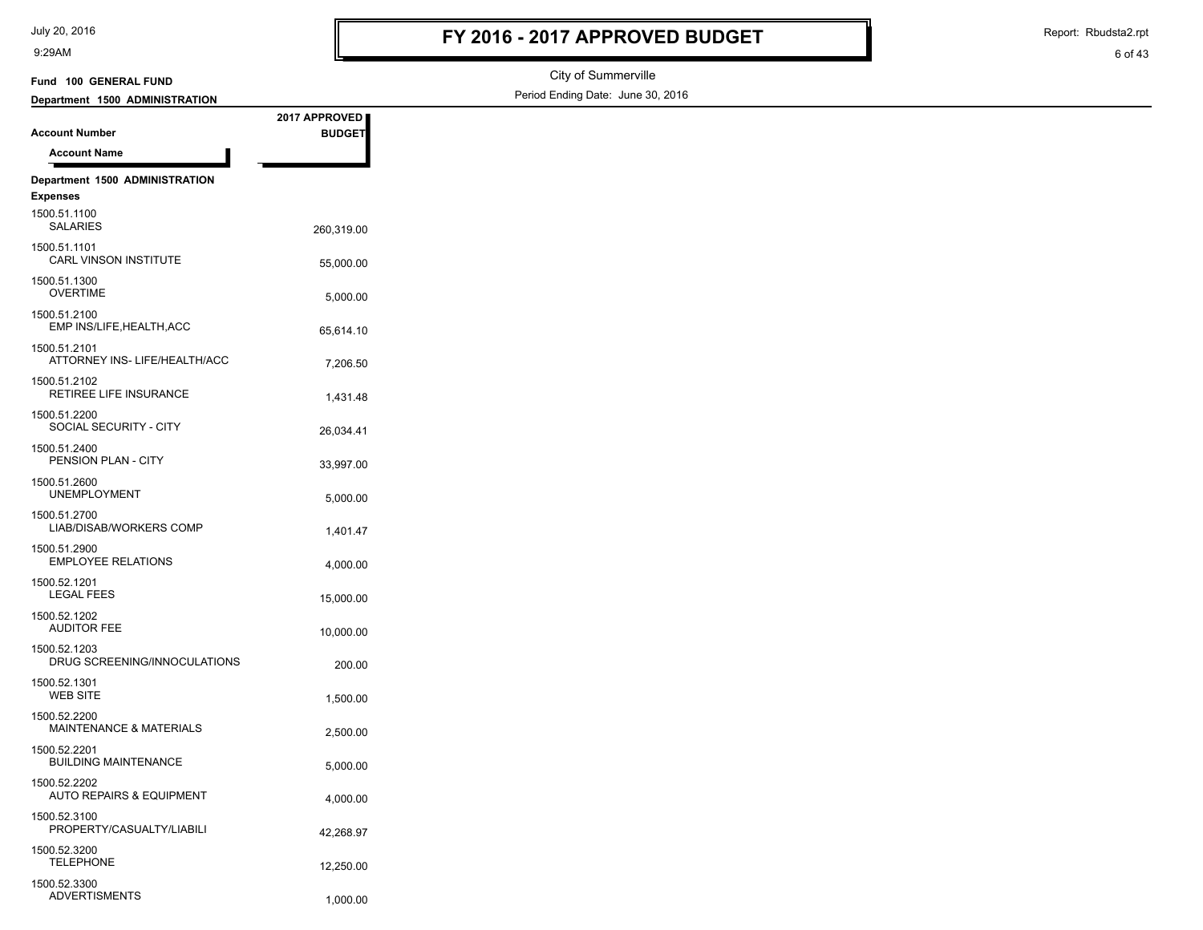# FY 2016 - 2017 APPROVED BUDGET

City of Summerville

Period Ending Date: June 30, 2016

**Fund 100 GENERAL FUND**

**Department 1500 ADMINISTRATION**

| Account Number / Account Name | 2017 APPROVED BUDGET |
|---|---|
| **Department 1500 ADMINISTRATION** | |
| **Expenses** | |
| 1500.51.1100 SALARIES | 260,319.00 |
| 1500.51.1101 CARL VINSON INSTITUTE | 55,000.00 |
| 1500.51.1300 OVERTIME | 5,000.00 |
| 1500.51.2100 EMP INS/LIFE,HEALTH,ACC | 65,614.10 |
| 1500.51.2101 ATTORNEY INS- LIFE/HEALTH/ACC | 7,206.50 |
| 1500.51.2102 RETIREE LIFE INSURANCE | 1,431.48 |
| 1500.51.2200 SOCIAL SECURITY - CITY | 26,034.41 |
| 1500.51.2400 PENSION PLAN - CITY | 33,997.00 |
| 1500.51.2600 UNEMPLOYMENT | 5,000.00 |
| 1500.51.2700 LIAB/DISAB/WORKERS COMP | 1,401.47 |
| 1500.51.2900 EMPLOYEE RELATIONS | 4,000.00 |
| 1500.52.1201 LEGAL FEES | 15,000.00 |
| 1500.52.1202 AUDITOR FEE | 10,000.00 |
| 1500.52.1203 DRUG SCREENING/INNOCULATIONS | 200.00 |
| 1500.52.1301 WEB SITE | 1,500.00 |
| 1500.52.2200 MAINTENANCE & MATERIALS | 2,500.00 |
| 1500.52.2201 BUILDING MAINTENANCE | 5,000.00 |
| 1500.52.2202 AUTO REPAIRS & EQUIPMENT | 4,000.00 |
| 1500.52.3100 PROPERTY/CASUALTY/LIABILI | 42,268.97 |
| 1500.52.3200 TELEPHONE | 12,250.00 |
| 1500.52.3300 ADVERTISMENTS | 1,000.00 |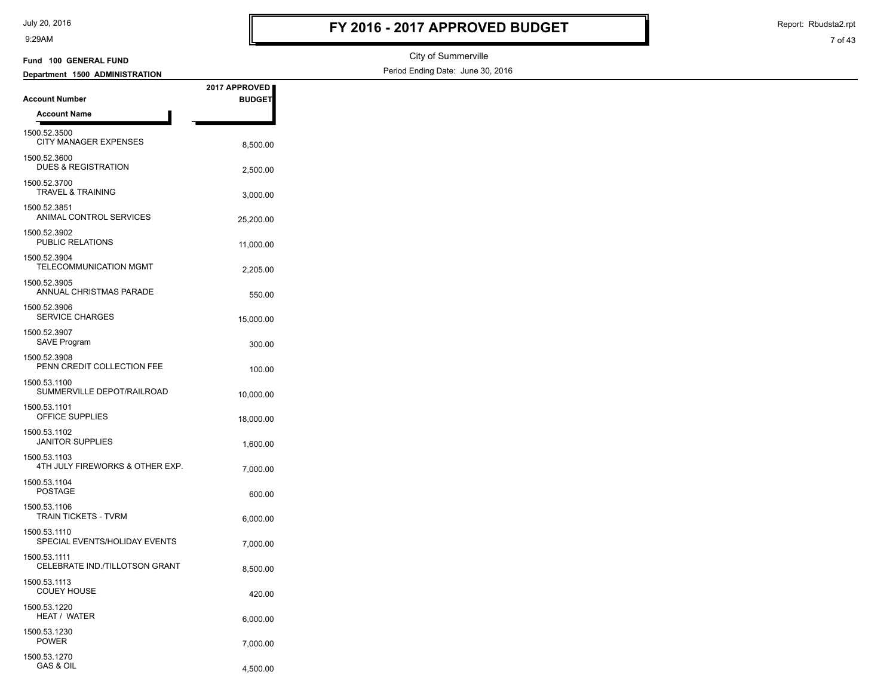# FY 2016 - 2017 APPROVED BUDGET

City of Summerville

Period Ending Date: June 30, 2016

**Fund 100 GENERAL FUND**

**Department 1500 ADMINISTRATION**

| Account Number / Account Name | 2017 APPROVED BUDGET |
|---|---|
| 1500.52.3500 CITY MANAGER EXPENSES | 8,500.00 |
| 1500.52.3600 DUES & REGISTRATION | 2,500.00 |
| 1500.52.3700 TRAVEL & TRAINING | 3,000.00 |
| 1500.52.3851 ANIMAL CONTROL SERVICES | 25,200.00 |
| 1500.52.3902 PUBLIC RELATIONS | 11,000.00 |
| 1500.52.3904 TELECOMMUNICATION MGMT | 2,205.00 |
| 1500.52.3905 ANNUAL CHRISTMAS PARADE | 550.00 |
| 1500.52.3906 SERVICE CHARGES | 15,000.00 |
| 1500.52.3907 SAVE Program | 300.00 |
| 1500.52.3908 PENN CREDIT COLLECTION FEE | 100.00 |
| 1500.53.1100 SUMMERVILLE DEPOT/RAILROAD | 10,000.00 |
| 1500.53.1101 OFFICE SUPPLIES | 18,000.00 |
| 1500.53.1102 JANITOR SUPPLIES | 1,600.00 |
| 1500.53.1103 4TH JULY FIREWORKS & OTHER EXP. | 7,000.00 |
| 1500.53.1104 POSTAGE | 600.00 |
| 1500.53.1106 TRAIN TICKETS - TVRM | 6,000.00 |
| 1500.53.1110 SPECIAL EVENTS/HOLIDAY EVENTS | 7,000.00 |
| 1500.53.1111 CELEBRATE IND./TILLOTSON GRANT | 8,500.00 |
| 1500.53.1113 COUEY HOUSE | 420.00 |
| 1500.53.1220 HEAT / WATER | 6,000.00 |
| 1500.53.1230 POWER | 7,000.00 |
| 1500.53.1270 GAS & OIL | 4,500.00 |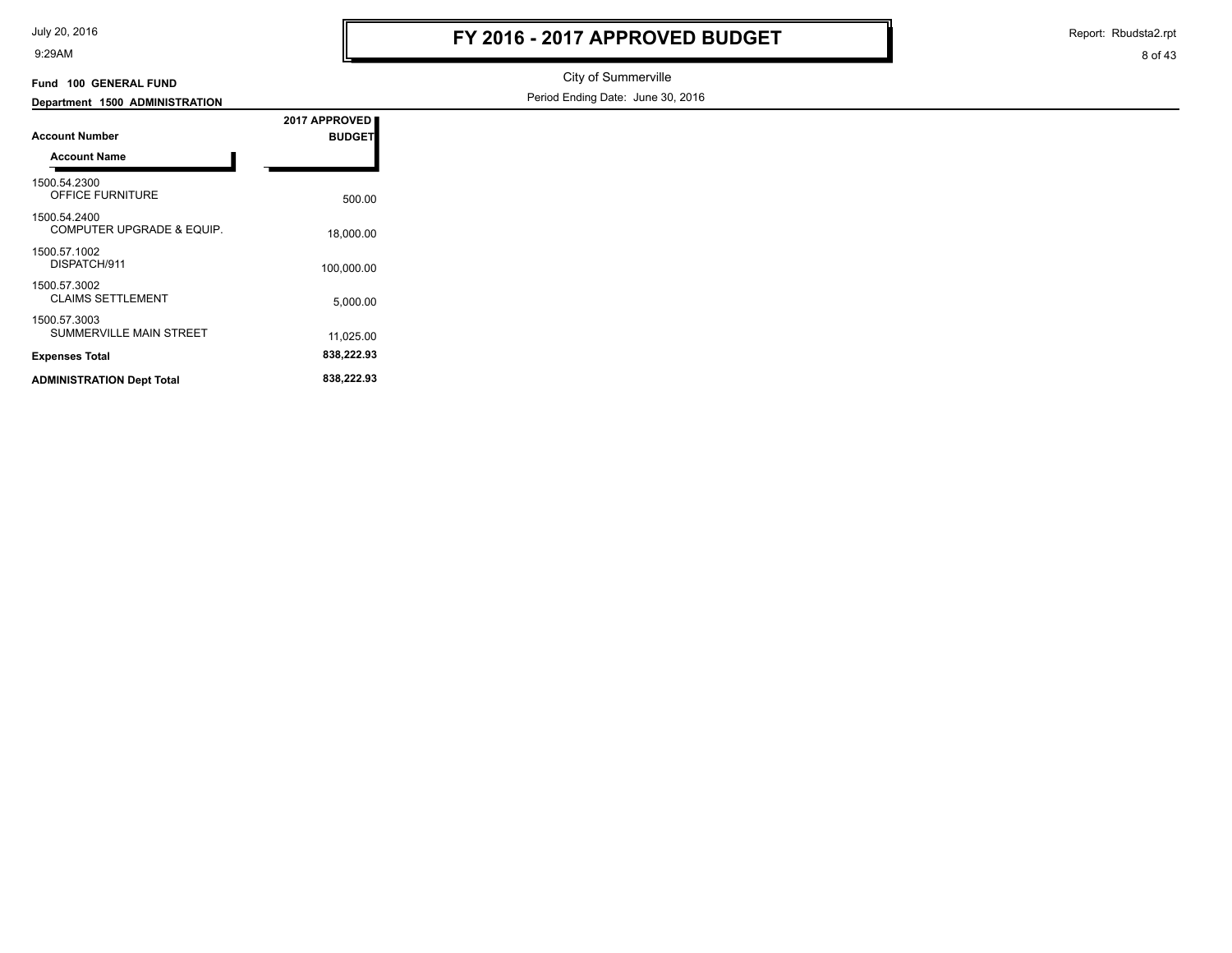# FY 2016 - 2017 APPROVED BUDGET

City of Summerville

Period Ending Date: June 30, 2016

**Fund 100 GENERAL FUND**

**Department 1500 ADMINISTRATION**

| Account Number / Account Name | 2017 APPROVED BUDGET |
|---|---|
| 1500.54.2300 OFFICE FURNITURE | 500.00 |
| 1500.54.2400 COMPUTER UPGRADE & EQUIP. | 18,000.00 |
| 1500.57.1002 DISPATCH/911 | 100,000.00 |
| 1500.57.3002 CLAIMS SETTLEMENT | 5,000.00 |
| 1500.57.3003 SUMMERVILLE MAIN STREET | 11,025.00 |
| **Expenses Total** | **838,222.93** |
| **ADMINISTRATION Dept Total** | **838,222.93** |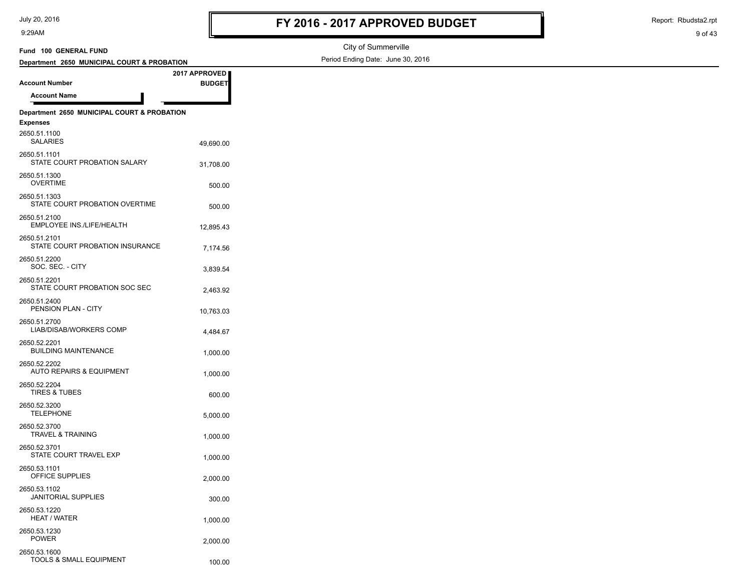# FY 2016 - 2017 APPROVED BUDGET

City of Summerville

Period Ending Date: June 30, 2016

**Fund 100 GENERAL FUND**

**Department 2650 MUNICIPAL COURT & PROBATION**

| Account Number / Account Name | 2017 APPROVED BUDGET |
|---|---|
| **Department 2650 MUNICIPAL COURT & PROBATION** | |
| **Expenses** | |
| 2650.51.1100 SALARIES | 49,690.00 |
| 2650.51.1101 STATE COURT PROBATION SALARY | 31,708.00 |
| 2650.51.1300 OVERTIME | 500.00 |
| 2650.51.1303 STATE COURT PROBATION OVERTIME | 500.00 |
| 2650.51.2100 EMPLOYEE INS./LIFE/HEALTH | 12,895.43 |
| 2650.51.2101 STATE COURT PROBATION INSURANCE | 7,174.56 |
| 2650.51.2200 SOC. SEC. - CITY | 3,839.54 |
| 2650.51.2201 STATE COURT PROBATION SOC SEC | 2,463.92 |
| 2650.51.2400 PENSION PLAN - CITY | 10,763.03 |
| 2650.51.2700 LIAB/DISAB/WORKERS COMP | 4,484.67 |
| 2650.52.2201 BUILDING MAINTENANCE | 1,000.00 |
| 2650.52.2202 AUTO REPAIRS & EQUIPMENT | 1,000.00 |
| 2650.52.2204 TIRES & TUBES | 600.00 |
| 2650.52.3200 TELEPHONE | 5,000.00 |
| 2650.52.3700 TRAVEL & TRAINING | 1,000.00 |
| 2650.52.3701 STATE COURT TRAVEL EXP | 1,000.00 |
| 2650.53.1101 OFFICE SUPPLIES | 2,000.00 |
| 2650.53.1102 JANITORIAL SUPPLIES | 300.00 |
| 2650.53.1220 HEAT / WATER | 1,000.00 |
| 2650.53.1230 POWER | 2,000.00 |
| 2650.53.1600 TOOLS & SMALL EQUIPMENT | 100.00 |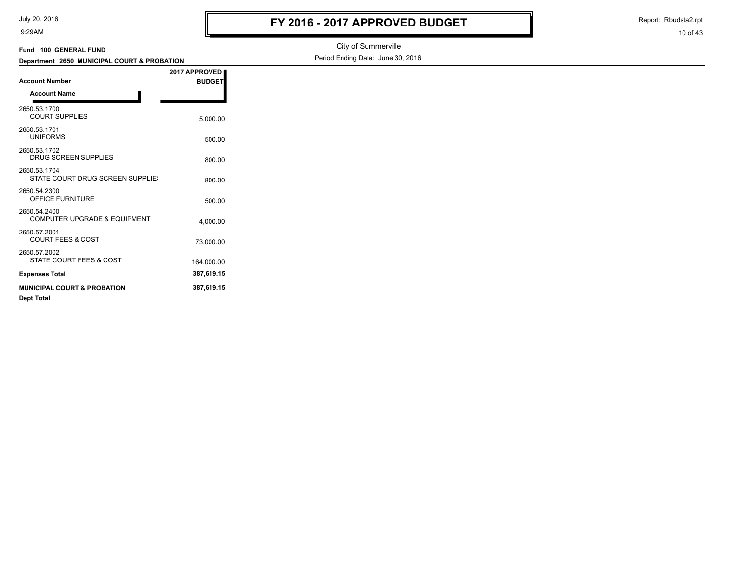# FY 2016 - 2017 APPROVED BUDGET

City of Summerville

Period Ending Date: June 30, 2016

**Fund 100 GENERAL FUND**

**Department 2650 MUNICIPAL COURT & PROBATION**

| Account Number / Account Name | 2017 APPROVED BUDGET |
|---|---|
| 2650.53.1700<br>COURT SUPPLIES | 5,000.00 |
| 2650.53.1701<br>UNIFORMS | 500.00 |
| 2650.53.1702<br>DRUG SCREEN SUPPLIES | 800.00 |
| 2650.53.1704<br>STATE COURT DRUG SCREEN SUPPLIE! | 800.00 |
| 2650.54.2300<br>OFFICE FURNITURE | 500.00 |
| 2650.54.2400<br>COMPUTER UPGRADE & EQUIPMENT | 4,000.00 |
| 2650.57.2001<br>COURT FEES & COST | 73,000.00 |
| 2650.57.2002<br>STATE COURT FEES & COST | 164,000.00 |
| **Expenses Total** | **387,619.15** |
| **MUNICIPAL COURT & PROBATION**<br>**Dept Total** | **387,619.15** |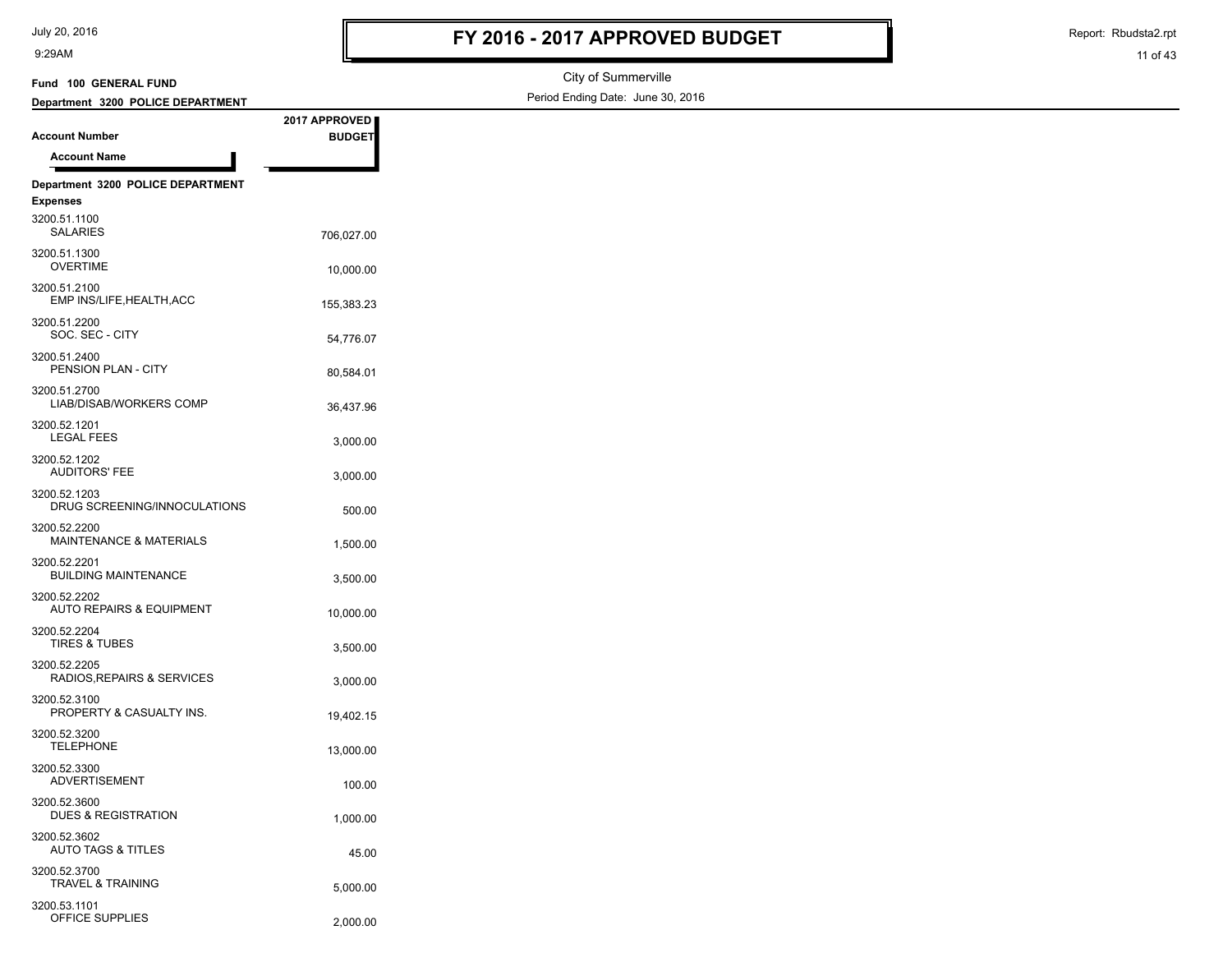# FY 2016 - 2017 APPROVED BUDGET

City of Summerville

Period Ending Date: June 30, 2016

**Fund 100 GENERAL FUND**

**Department 3200 POLICE DEPARTMENT**

| Account Number / Account Name | 2017 APPROVED BUDGET |
|---|---|
| **Department 3200 POLICE DEPARTMENT** | |
| **Expenses** | |
| 3200.51.1100 SALARIES | 706,027.00 |
| 3200.51.1300 OVERTIME | 10,000.00 |
| 3200.51.2100 EMP INS/LIFE,HEALTH,ACC | 155,383.23 |
| 3200.51.2200 SOC. SEC - CITY | 54,776.07 |
| 3200.51.2400 PENSION PLAN - CITY | 80,584.01 |
| 3200.51.2700 LIAB/DISAB/WORKERS COMP | 36,437.96 |
| 3200.52.1201 LEGAL FEES | 3,000.00 |
| 3200.52.1202 AUDITORS' FEE | 3,000.00 |
| 3200.52.1203 DRUG SCREENING/INNOCULATIONS | 500.00 |
| 3200.52.2200 MAINTENANCE & MATERIALS | 1,500.00 |
| 3200.52.2201 BUILDING MAINTENANCE | 3,500.00 |
| 3200.52.2202 AUTO REPAIRS & EQUIPMENT | 10,000.00 |
| 3200.52.2204 TIRES & TUBES | 3,500.00 |
| 3200.52.2205 RADIOS,REPAIRS & SERVICES | 3,000.00 |
| 3200.52.3100 PROPERTY & CASUALTY INS. | 19,402.15 |
| 3200.52.3200 TELEPHONE | 13,000.00 |
| 3200.52.3300 ADVERTISEMENT | 100.00 |
| 3200.52.3600 DUES & REGISTRATION | 1,000.00 |
| 3200.52.3602 AUTO TAGS & TITLES | 45.00 |
| 3200.52.3700 TRAVEL & TRAINING | 5,000.00 |
| 3200.53.1101 OFFICE SUPPLIES | 2,000.00 |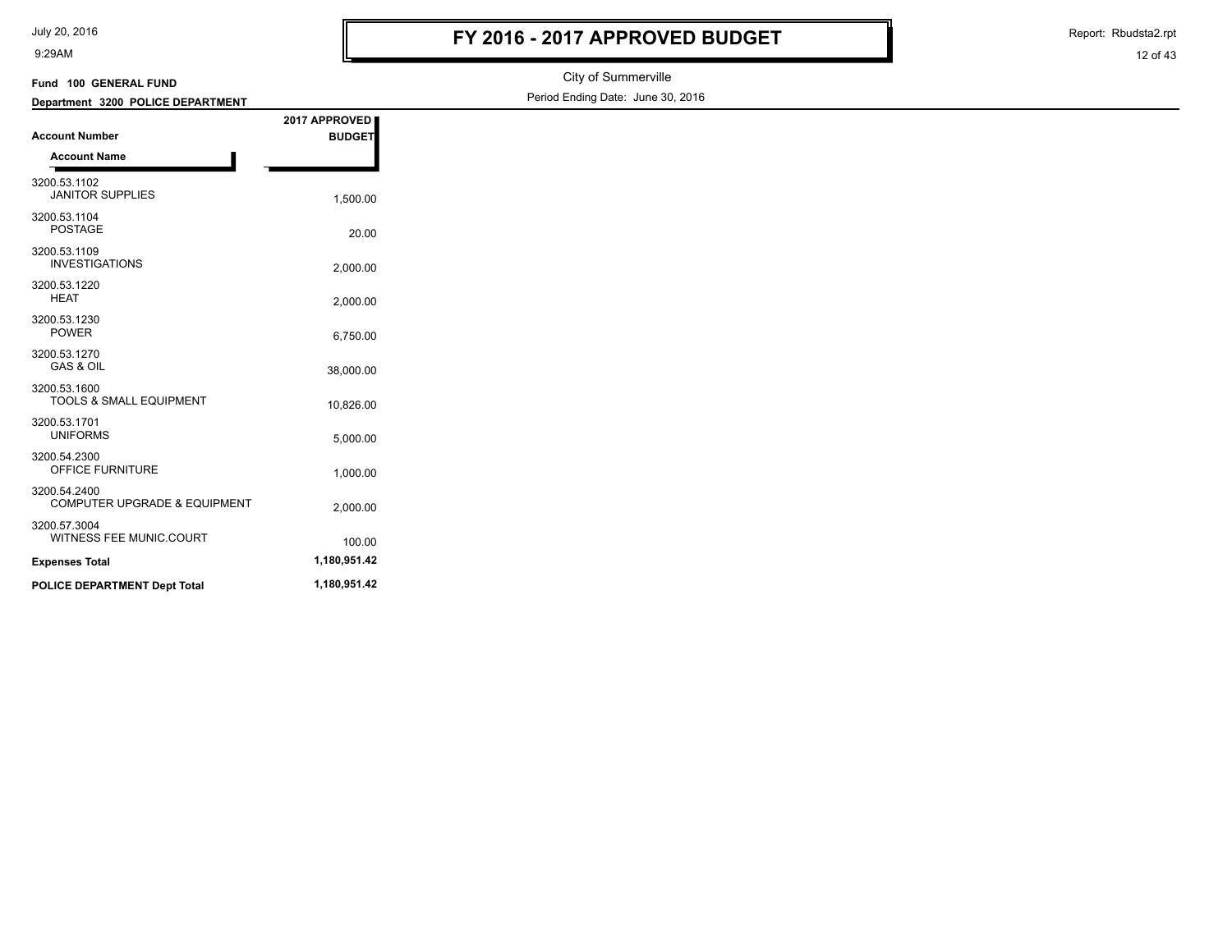# FY 2016 - 2017 APPROVED BUDGET

City of Summerville

Period Ending Date: June 30, 2016

**Fund 100 GENERAL FUND**

**Department 3200 POLICE DEPARTMENT**

| Account Number / Account Name | 2017 APPROVED BUDGET |
|---|---|
| 3200.53.1102 JANITOR SUPPLIES | 1,500.00 |
| 3200.53.1104 POSTAGE | 20.00 |
| 3200.53.1109 INVESTIGATIONS | 2,000.00 |
| 3200.53.1220 HEAT | 2,000.00 |
| 3200.53.1230 POWER | 6,750.00 |
| 3200.53.1270 GAS & OIL | 38,000.00 |
| 3200.53.1600 TOOLS & SMALL EQUIPMENT | 10,826.00 |
| 3200.53.1701 UNIFORMS | 5,000.00 |
| 3200.54.2300 OFFICE FURNITURE | 1,000.00 |
| 3200.54.2400 COMPUTER UPGRADE & EQUIPMENT | 2,000.00 |
| 3200.57.3004 WITNESS FEE MUNIC.COURT | 100.00 |
| **Expenses Total** | **1,180,951.42** |
| **POLICE DEPARTMENT Dept Total** | **1,180,951.42** |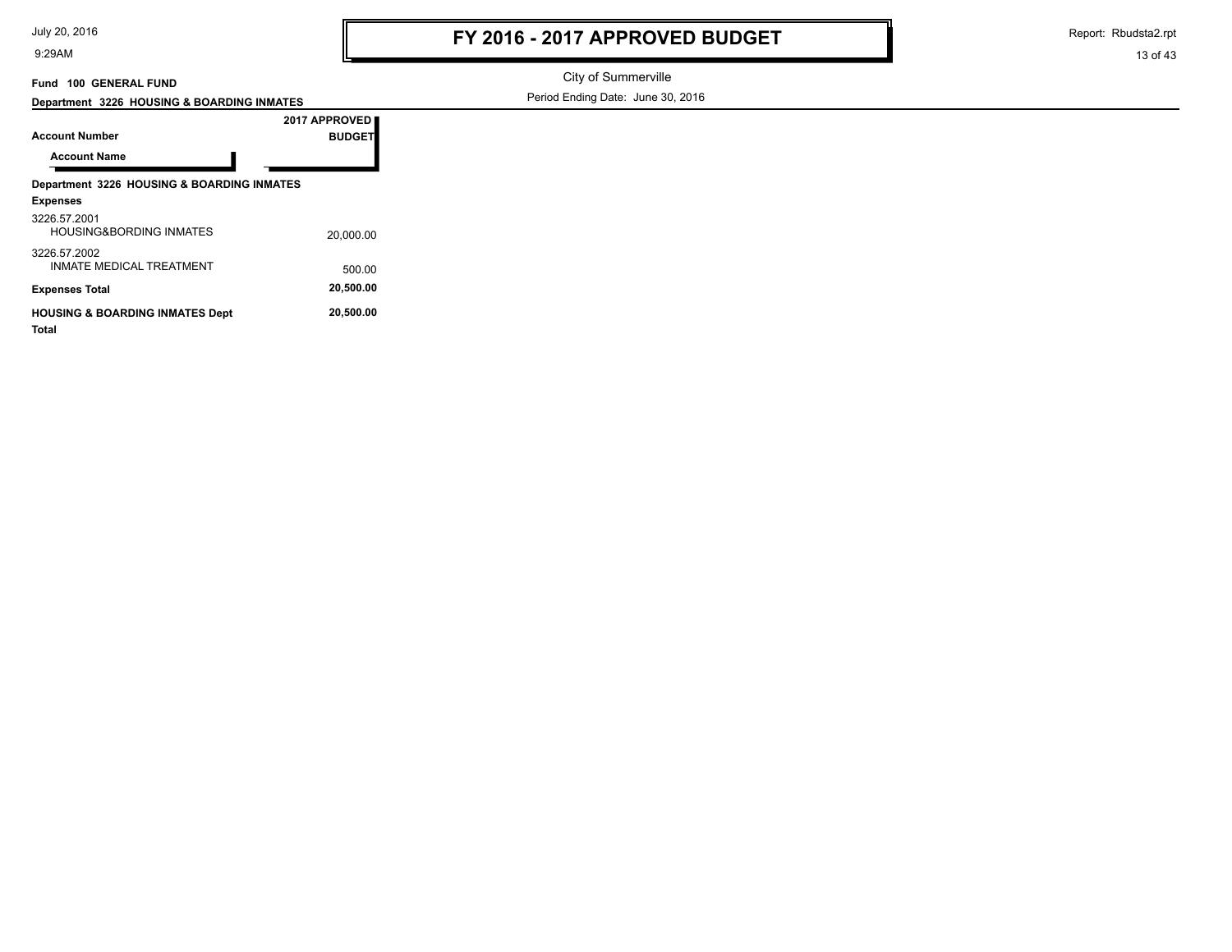# FY 2016 - 2017 APPROVED BUDGET

City of Summerville

Period Ending Date: June 30, 2016

**Fund 100 GENERAL FUND**

**Department 3226 HOUSING & BOARDING INMATES**

| Account Number / Account Name | 2017 APPROVED BUDGET |
|---|---|
| **Department 3226 HOUSING & BOARDING INMATES** | |
| **Expenses** | |
| 3226.57.2001 HOUSING&BORDING INMATES | 20,000.00 |
| 3226.57.2002 INMATE MEDICAL TREATMENT | 500.00 |
| **Expenses Total** | **20,500.00** |
| **HOUSING & BOARDING INMATES Dept Total** | **20,500.00** |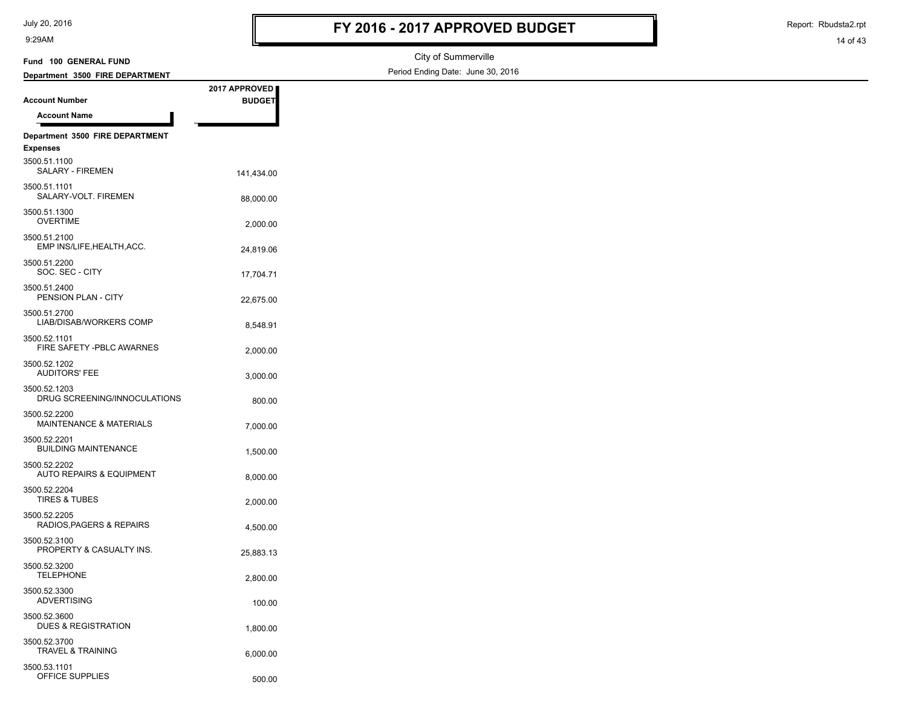# FY 2016 - 2017 APPROVED BUDGET

City of Summerville

Period Ending Date: June 30, 2016

**Fund 100 GENERAL FUND**

**Department 3500 FIRE DEPARTMENT**

| Account Number / Account Name | 2017 APPROVED BUDGET |
|---|---|
| **Department 3500 FIRE DEPARTMENT** | |
| **Expenses** | |
| 3500.51.1100 SALARY - FIREMEN | 141,434.00 |
| 3500.51.1101 SALARY-VOLT. FIREMEN | 88,000.00 |
| 3500.51.1300 OVERTIME | 2,000.00 |
| 3500.51.2100 EMP INS/LIFE,HEALTH,ACC. | 24,819.06 |
| 3500.51.2200 SOC. SEC - CITY | 17,704.71 |
| 3500.51.2400 PENSION PLAN - CITY | 22,675.00 |
| 3500.51.2700 LIAB/DISAB/WORKERS COMP | 8,548.91 |
| 3500.52.1101 FIRE SAFETY -PBLC AWARNES | 2,000.00 |
| 3500.52.1202 AUDITORS' FEE | 3,000.00 |
| 3500.52.1203 DRUG SCREENING/INNOCULATIONS | 800.00 |
| 3500.52.2200 MAINTENANCE & MATERIALS | 7,000.00 |
| 3500.52.2201 BUILDING MAINTENANCE | 1,500.00 |
| 3500.52.2202 AUTO REPAIRS & EQUIPMENT | 8,000.00 |
| 3500.52.2204 TIRES & TUBES | 2,000.00 |
| 3500.52.2205 RADIOS,PAGERS & REPAIRS | 4,500.00 |
| 3500.52.3100 PROPERTY & CASUALTY INS. | 25,883.13 |
| 3500.52.3200 TELEPHONE | 2,800.00 |
| 3500.52.3300 ADVERTISING | 100.00 |
| 3500.52.3600 DUES & REGISTRATION | 1,800.00 |
| 3500.52.3700 TRAVEL & TRAINING | 6,000.00 |
| 3500.53.1101 OFFICE SUPPLIES | 500.00 |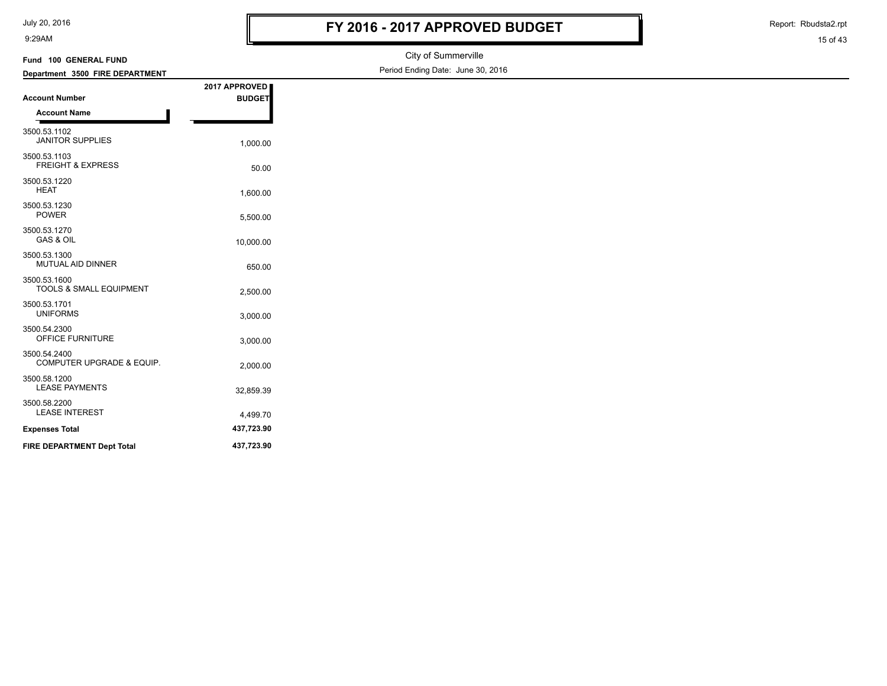# FY 2016 - 2017 APPROVED BUDGET

City of Summerville

Period Ending Date: June 30, 2016

**Fund 100 GENERAL FUND**

**Department 3500 FIRE DEPARTMENT**

| Account Number / Account Name | 2017 APPROVED BUDGET |
|---|---|
| 3500.53.1102 JANITOR SUPPLIES | 1,000.00 |
| 3500.53.1103 FREIGHT & EXPRESS | 50.00 |
| 3500.53.1220 HEAT | 1,600.00 |
| 3500.53.1230 POWER | 5,500.00 |
| 3500.53.1270 GAS & OIL | 10,000.00 |
| 3500.53.1300 MUTUAL AID DINNER | 650.00 |
| 3500.53.1600 TOOLS & SMALL EQUIPMENT | 2,500.00 |
| 3500.53.1701 UNIFORMS | 3,000.00 |
| 3500.54.2300 OFFICE FURNITURE | 3,000.00 |
| 3500.54.2400 COMPUTER UPGRADE & EQUIP. | 2,000.00 |
| 3500.58.1200 LEASE PAYMENTS | 32,859.39 |
| 3500.58.2200 LEASE INTEREST | 4,499.70 |
| **Expenses Total** | **437,723.90** |
| **FIRE DEPARTMENT Dept Total** | **437,723.90** |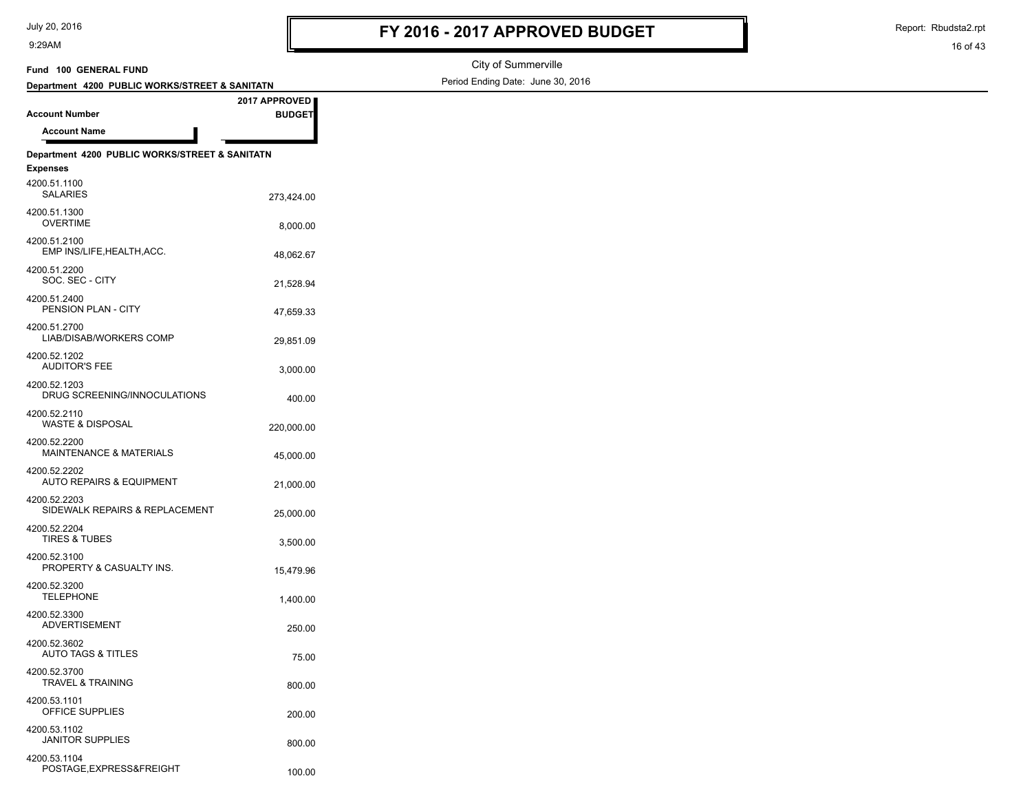# FY 2016 - 2017 APPROVED BUDGET

City of Summerville

Period Ending Date: June 30, 2016

**Fund 100 GENERAL FUND**

**Department 4200 PUBLIC WORKS/STREET & SANITATN**

| Account Number / Account Name | 2017 APPROVED BUDGET |
|---|---|
| **Department 4200 PUBLIC WORKS/STREET & SANITATN** | |
| **Expenses** | |
| 4200.51.1100 SALARIES | 273,424.00 |
| 4200.51.1300 OVERTIME | 8,000.00 |
| 4200.51.2100 EMP INS/LIFE,HEALTH,ACC. | 48,062.67 |
| 4200.51.2200 SOC. SEC - CITY | 21,528.94 |
| 4200.51.2400 PENSION PLAN - CITY | 47,659.33 |
| 4200.51.2700 LIAB/DISAB/WORKERS COMP | 29,851.09 |
| 4200.52.1202 AUDITOR'S FEE | 3,000.00 |
| 4200.52.1203 DRUG SCREENING/INNOCULATIONS | 400.00 |
| 4200.52.2110 WASTE & DISPOSAL | 220,000.00 |
| 4200.52.2200 MAINTENANCE & MATERIALS | 45,000.00 |
| 4200.52.2202 AUTO REPAIRS & EQUIPMENT | 21,000.00 |
| 4200.52.2203 SIDEWALK REPAIRS & REPLACEMENT | 25,000.00 |
| 4200.52.2204 TIRES & TUBES | 3,500.00 |
| 4200.52.3100 PROPERTY & CASUALTY INS. | 15,479.96 |
| 4200.52.3200 TELEPHONE | 1,400.00 |
| 4200.52.3300 ADVERTISEMENT | 250.00 |
| 4200.52.3602 AUTO TAGS & TITLES | 75.00 |
| 4200.52.3700 TRAVEL & TRAINING | 800.00 |
| 4200.53.1101 OFFICE SUPPLIES | 200.00 |
| 4200.53.1102 JANITOR SUPPLIES | 800.00 |
| 4200.53.1104 POSTAGE,EXPRESS&FREIGHT | 100.00 |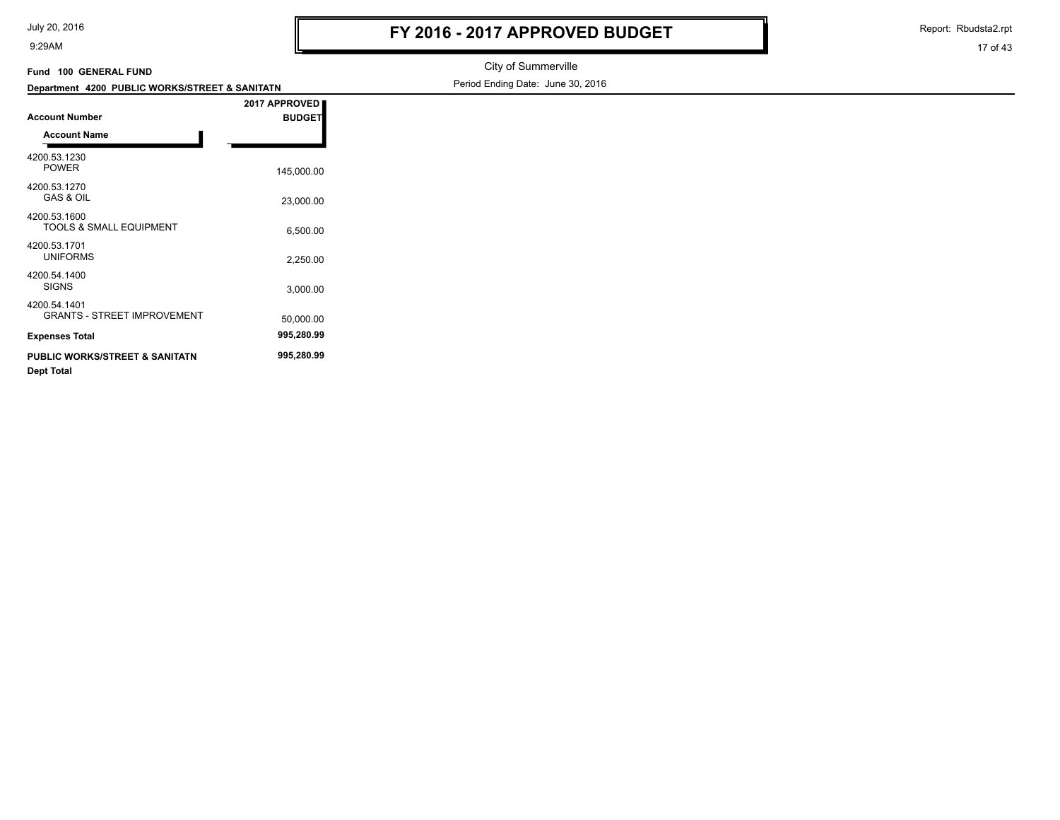# FY 2016 - 2017 APPROVED BUDGET

City of Summerville

Period Ending Date: June 30, 2016

**Fund 100 GENERAL FUND**

**Department 4200 PUBLIC WORKS/STREET & SANITATN**

| Account Number / Account Name | 2017 APPROVED BUDGET |
|---|---|
| 4200.53.1230 POWER | 145,000.00 |
| 4200.53.1270 GAS & OIL | 23,000.00 |
| 4200.53.1600 TOOLS & SMALL EQUIPMENT | 6,500.00 |
| 4200.53.1701 UNIFORMS | 2,250.00 |
| 4200.54.1400 SIGNS | 3,000.00 |
| 4200.54.1401 GRANTS - STREET IMPROVEMENT | 50,000.00 |
| **Expenses Total** | **995,280.99** |
| **PUBLIC WORKS/STREET & SANITATN Dept Total** | **995,280.99** |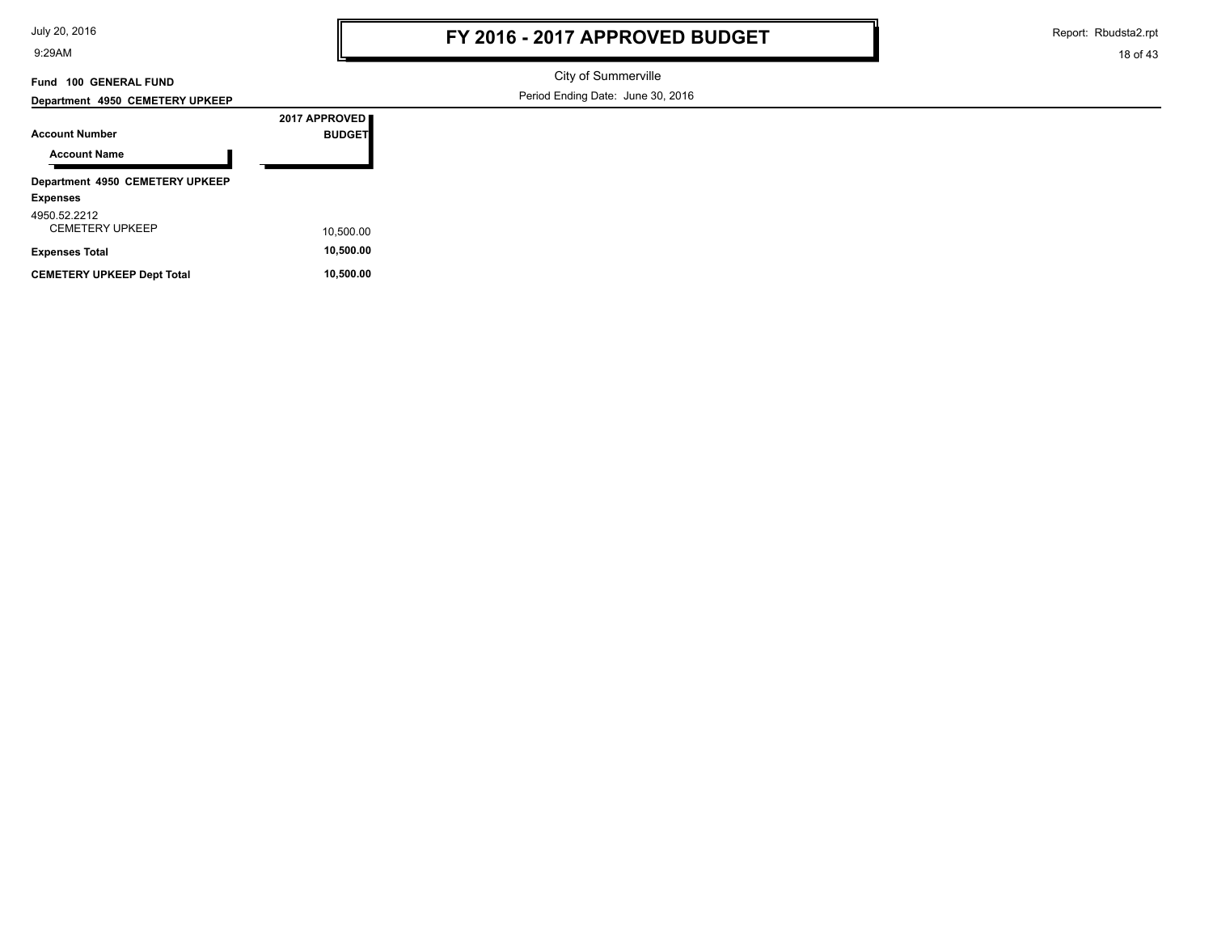# FY 2016 - 2017 APPROVED BUDGET

City of Summerville

Period Ending Date: June 30, 2016

**Fund 100 GENERAL FUND**

**Department 4950 CEMETERY UPKEEP**

| Account Number / Account Name | 2017 APPROVED BUDGET |
|---|---|
| **Department 4950 CEMETERY UPKEEP** | |
| **Expenses** | |
| 4950.52.2212 CEMETERY UPKEEP | 10,500.00 |
| **Expenses Total** | **10,500.00** |
| **CEMETERY UPKEEP Dept Total** | **10,500.00** |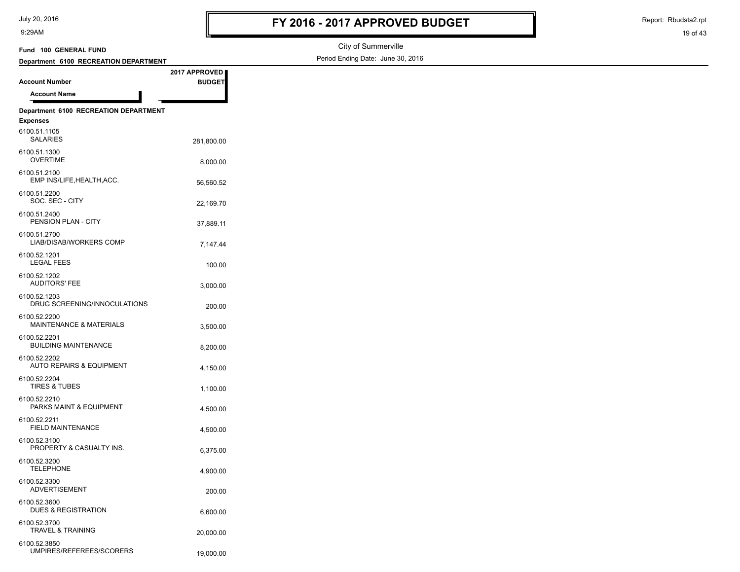# FY 2016 - 2017 APPROVED BUDGET

City of Summerville

Period Ending Date: June 30, 2016

**Fund 100 GENERAL FUND**

**Department 6100 RECREATION DEPARTMENT**

| Account Number / Account Name | 2017 APPROVED BUDGET |
|---|---|
| **Department 6100 RECREATION DEPARTMENT** | |
| **Expenses** | |
| 6100.51.1105 SALARIES | 281,800.00 |
| 6100.51.1300 OVERTIME | 8,000.00 |
| 6100.51.2100 EMP INS/LIFE,HEALTH,ACC. | 56,560.52 |
| 6100.51.2200 SOC. SEC - CITY | 22,169.70 |
| 6100.51.2400 PENSION PLAN - CITY | 37,889.11 |
| 6100.51.2700 LIAB/DISAB/WORKERS COMP | 7,147.44 |
| 6100.52.1201 LEGAL FEES | 100.00 |
| 6100.52.1202 AUDITORS' FEE | 3,000.00 |
| 6100.52.1203 DRUG SCREENING/INNOCULATIONS | 200.00 |
| 6100.52.2200 MAINTENANCE & MATERIALS | 3,500.00 |
| 6100.52.2201 BUILDING MAINTENANCE | 8,200.00 |
| 6100.52.2202 AUTO REPAIRS & EQUIPMENT | 4,150.00 |
| 6100.52.2204 TIRES & TUBES | 1,100.00 |
| 6100.52.2210 PARKS MAINT & EQUIPMENT | 4,500.00 |
| 6100.52.2211 FIELD MAINTENANCE | 4,500.00 |
| 6100.52.3100 PROPERTY & CASUALTY INS. | 6,375.00 |
| 6100.52.3200 TELEPHONE | 4,900.00 |
| 6100.52.3300 ADVERTISEMENT | 200.00 |
| 6100.52.3600 DUES & REGISTRATION | 6,600.00 |
| 6100.52.3700 TRAVEL & TRAINING | 20,000.00 |
| 6100.52.3850 UMPIRES/REFEREES/SCORERS | 19,000.00 |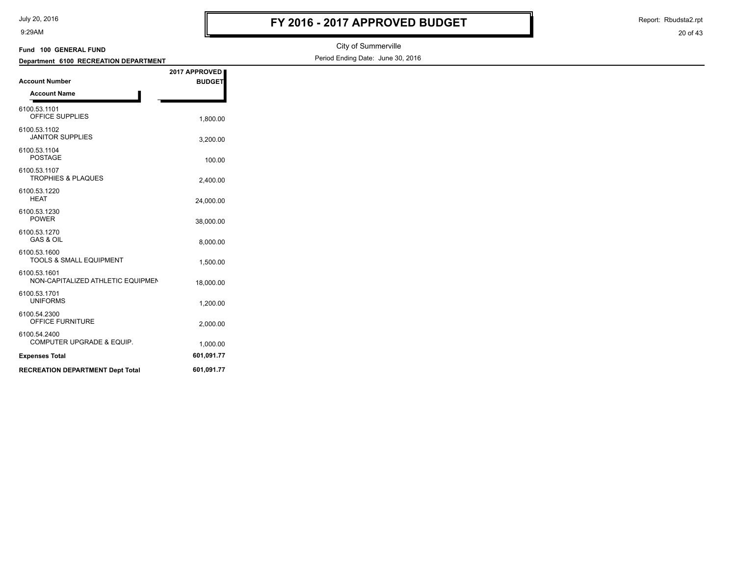# FY 2016 - 2017 APPROVED BUDGET

City of Summerville

Period Ending Date: June 30, 2016

**Fund 100 GENERAL FUND**

**Department 6100 RECREATION DEPARTMENT**

| Account Number / Account Name | 2017 APPROVED BUDGET |
|---|---|
| 6100.53.1101 OFFICE SUPPLIES | 1,800.00 |
| 6100.53.1102 JANITOR SUPPLIES | 3,200.00 |
| 6100.53.1104 POSTAGE | 100.00 |
| 6100.53.1107 TROPHIES & PLAQUES | 2,400.00 |
| 6100.53.1220 HEAT | 24,000.00 |
| 6100.53.1230 POWER | 38,000.00 |
| 6100.53.1270 GAS & OIL | 8,000.00 |
| 6100.53.1600 TOOLS & SMALL EQUIPMENT | 1,500.00 |
| 6100.53.1601 NON-CAPITALIZED ATHLETIC EQUIPMEN | 18,000.00 |
| 6100.53.1701 UNIFORMS | 1,200.00 |
| 6100.54.2300 OFFICE FURNITURE | 2,000.00 |
| 6100.54.2400 COMPUTER UPGRADE & EQUIP. | 1,000.00 |
| **Expenses Total** | **601,091.77** |
| **RECREATION DEPARTMENT Dept Total** | **601,091.77** |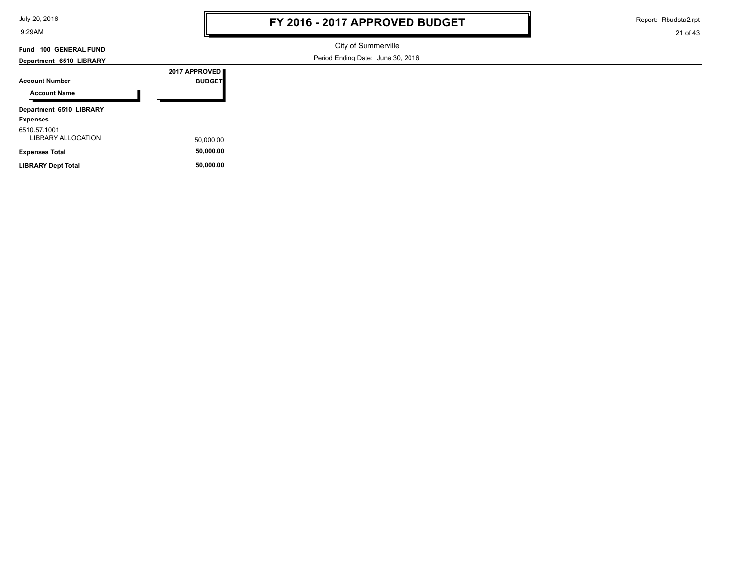# FY 2016 - 2017 APPROVED BUDGET

City of Summerville

Period Ending Date: June 30, 2016

**Fund 100 GENERAL FUND**

**Department 6510 LIBRARY**

| Account Number / Account Name | 2017 APPROVED BUDGET |
|---|---|
| **Department 6510 LIBRARY** | |
| **Expenses** | |
| 6510.57.1001 LIBRARY ALLOCATION | 50,000.00 |
| **Expenses Total** | **50,000.00** |
| **LIBRARY Dept Total** | **50,000.00** |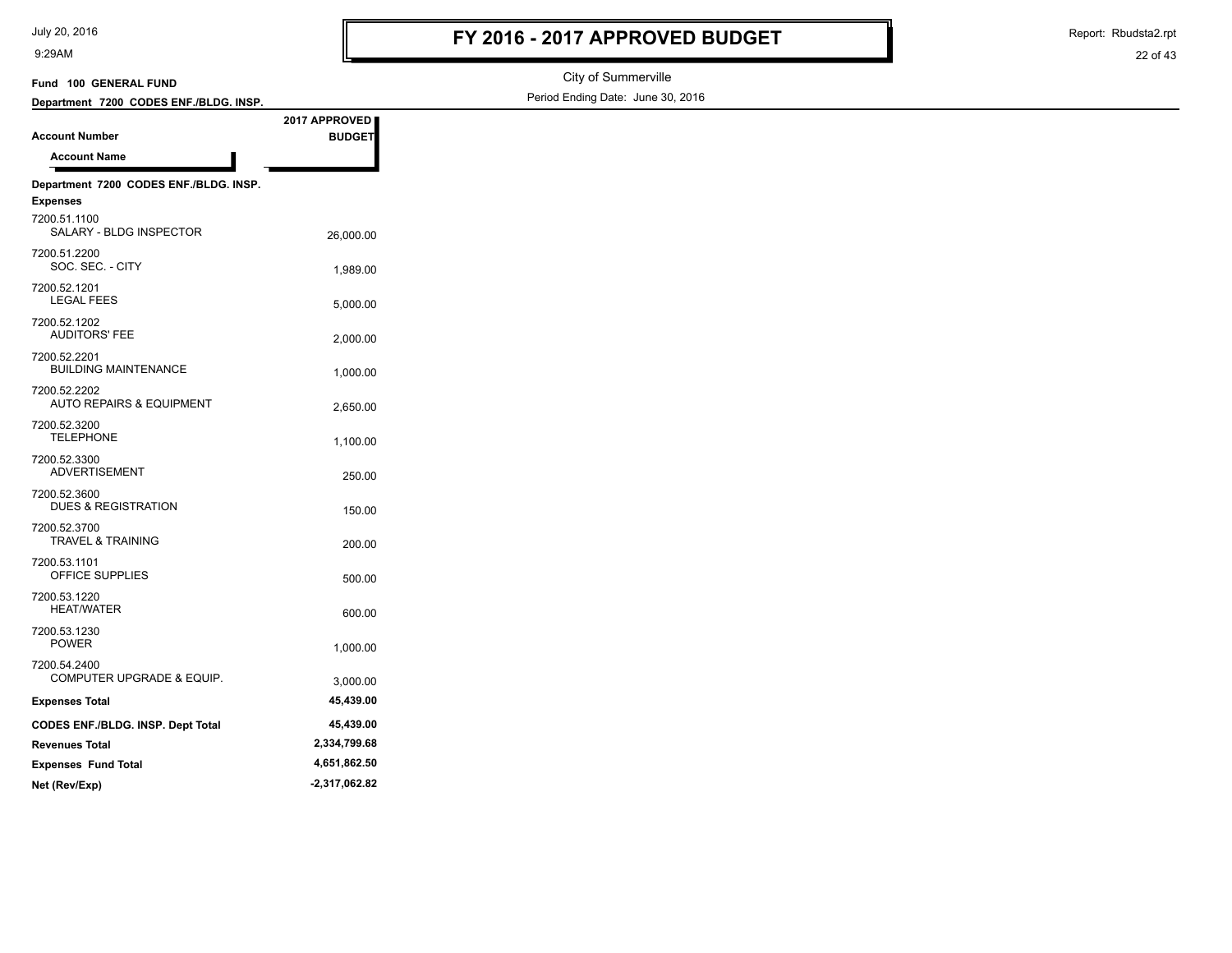# FY 2016 - 2017 APPROVED BUDGET

City of Summerville

Period Ending Date: June 30, 2016

**Fund 100 GENERAL FUND**

**Department 7200 CODES ENF./BLDG. INSP.**

| Account Number / Account Name | 2017 APPROVED BUDGET |
|---|---|
| **Department 7200 CODES ENF./BLDG. INSP.** | |
| **Expenses** | |
| 7200.51.1100 SALARY - BLDG INSPECTOR | 26,000.00 |
| 7200.51.2200 SOC. SEC. - CITY | 1,989.00 |
| 7200.52.1201 LEGAL FEES | 5,000.00 |
| 7200.52.1202 AUDITORS' FEE | 2,000.00 |
| 7200.52.2201 BUILDING MAINTENANCE | 1,000.00 |
| 7200.52.2202 AUTO REPAIRS & EQUIPMENT | 2,650.00 |
| 7200.52.3200 TELEPHONE | 1,100.00 |
| 7200.52.3300 ADVERTISEMENT | 250.00 |
| 7200.52.3600 DUES & REGISTRATION | 150.00 |
| 7200.52.3700 TRAVEL & TRAINING | 200.00 |
| 7200.53.1101 OFFICE SUPPLIES | 500.00 |
| 7200.53.1220 HEAT/WATER | 600.00 |
| 7200.53.1230 POWER | 1,000.00 |
| 7200.54.2400 COMPUTER UPGRADE & EQUIP. | 3,000.00 |
| **Expenses Total** | **45,439.00** |
| **CODES ENF./BLDG. INSP. Dept Total** | **45,439.00** |
| **Revenues Total** | **2,334,799.68** |
| **Expenses Fund Total** | **4,651,862.50** |
| **Net (Rev/Exp)** | **-2,317,062.82** |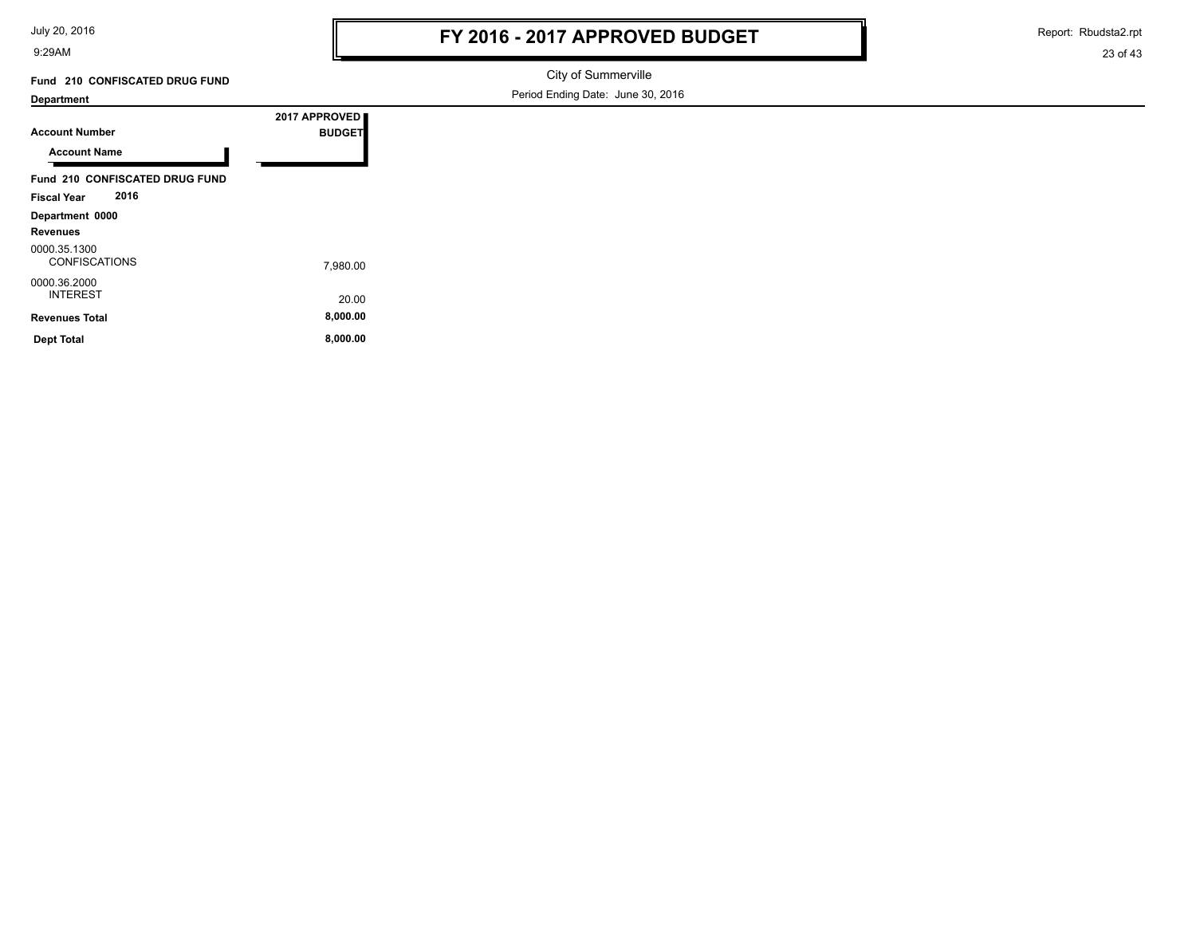# FY 2016 - 2017 APPROVED BUDGET

City of Summerville

Period Ending Date: June 30, 2016

**Fund 210 CONFISCATED DRUG FUND**

**Department**

| Account Number / Account Name | 2017 APPROVED BUDGET |
|---|---|
| **Fund 210 CONFISCATED DRUG FUND** | |
| **Fiscal Year 2016** | |
| **Department 0000** | |
| **Revenues** | |
| 0000.35.1300 CONFISCATIONS | 7,980.00 |
| 0000.36.2000 INTEREST | 20.00 |
| **Revenues Total** | **8,000.00** |
| **Dept Total** | **8,000.00** |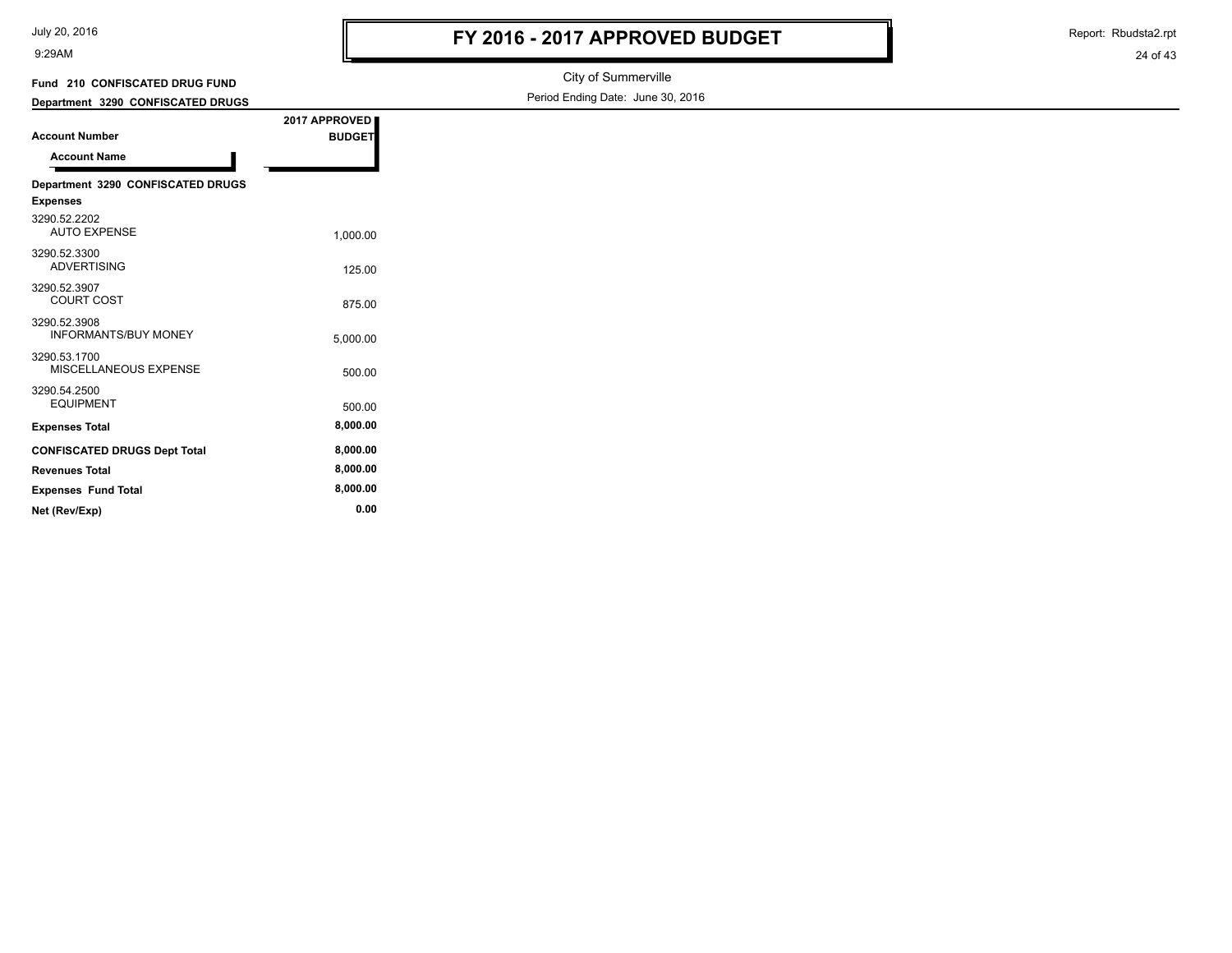# FY 2016 - 2017 APPROVED BUDGET

City of Summerville

Period Ending Date: June 30, 2016

**Fund 210 CONFISCATED DRUG FUND**

**Department 3290 CONFISCATED DRUGS**

| Account Number / Account Name | 2017 APPROVED BUDGET |
|---|---|
| **Department 3290 CONFISCATED DRUGS** | |
| **Expenses** | |
| 3290.52.2202 AUTO EXPENSE | 1,000.00 |
| 3290.52.3300 ADVERTISING | 125.00 |
| 3290.52.3907 COURT COST | 875.00 |
| 3290.52.3908 INFORMANTS/BUY MONEY | 5,000.00 |
| 3290.53.1700 MISCELLANEOUS EXPENSE | 500.00 |
| 3290.54.2500 EQUIPMENT | 500.00 |
| **Expenses Total** | **8,000.00** |
| **CONFISCATED DRUGS Dept Total** | **8,000.00** |
| **Revenues Total** | **8,000.00** |
| **Expenses Fund Total** | **8,000.00** |
| **Net (Rev/Exp)** | **0.00** |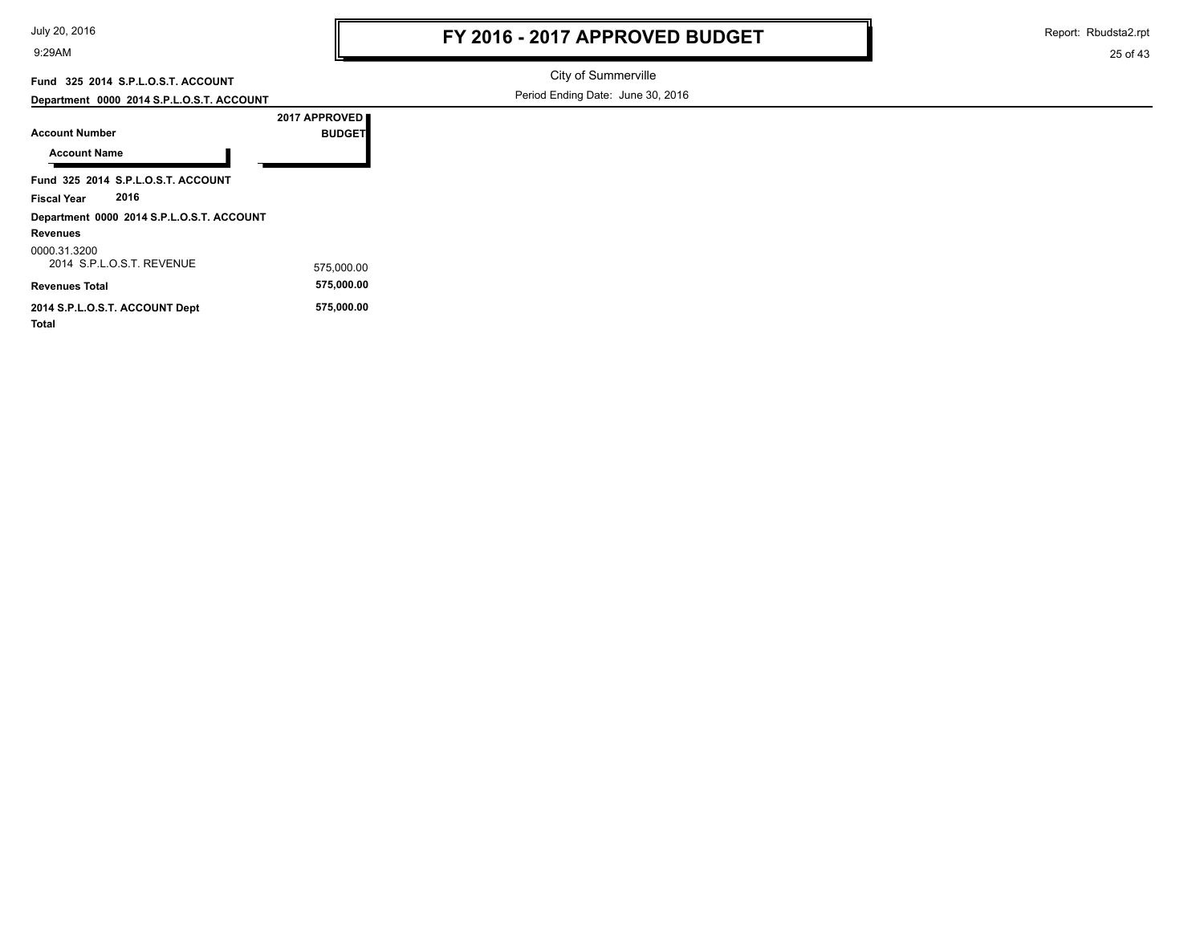# FY 2016 - 2017 APPROVED BUDGET

City of Summerville

Period Ending Date: June 30, 2016

**Fund 325 2014 S.P.L.O.S.T. ACCOUNT**

**Department 0000 2014 S.P.L.O.S.T. ACCOUNT**

| Account Number / Account Name | 2017 APPROVED BUDGET |
|---|---|
| **Fund 325 2014 S.P.L.O.S.T. ACCOUNT** | |
| **Fiscal Year 2016** | |
| **Department 0000 2014 S.P.L.O.S.T. ACCOUNT** | |
| **Revenues** | |
| 0000.31.3200 2014 S.P.L.O.S.T. REVENUE | 575,000.00 |
| **Revenues Total** | **575,000.00** |
| **2014 S.P.L.O.S.T. ACCOUNT Dept Total** | **575,000.00** |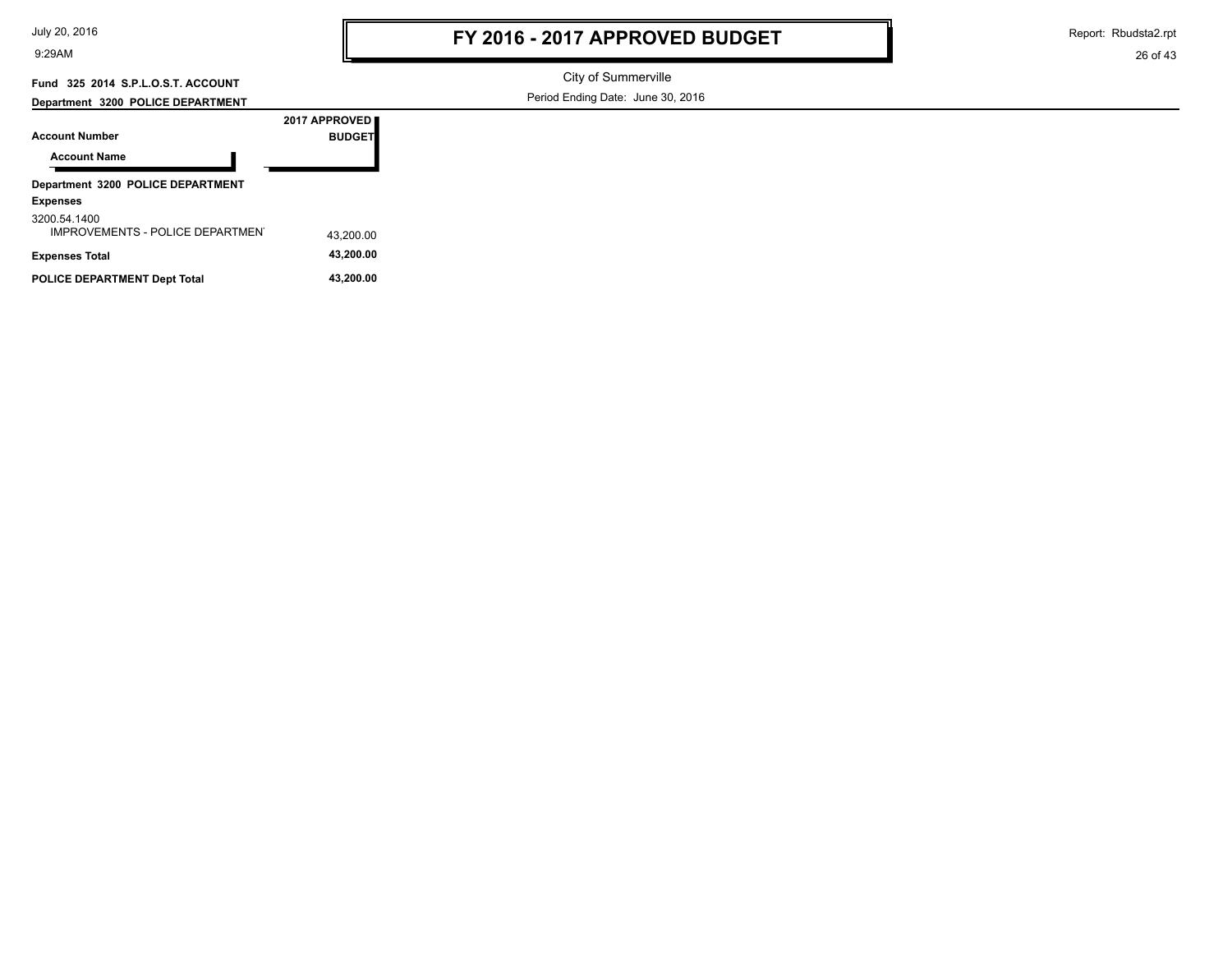# FY 2016 - 2017 APPROVED BUDGET

City of Summerville

Period Ending Date: June 30, 2016

**Fund 325 2014 S.P.L.O.S.T. ACCOUNT**

**Department 3200 POLICE DEPARTMENT**

| Account Number / Account Name | 2017 APPROVED BUDGET |
|---|---|
| **Department 3200 POLICE DEPARTMENT** | |
| **Expenses** | |
| 3200.54.1400 IMPROVEMENTS - POLICE DEPARTMENT | 43,200.00 |
| **Expenses Total** | **43,200.00** |
| **POLICE DEPARTMENT Dept Total** | **43,200.00** |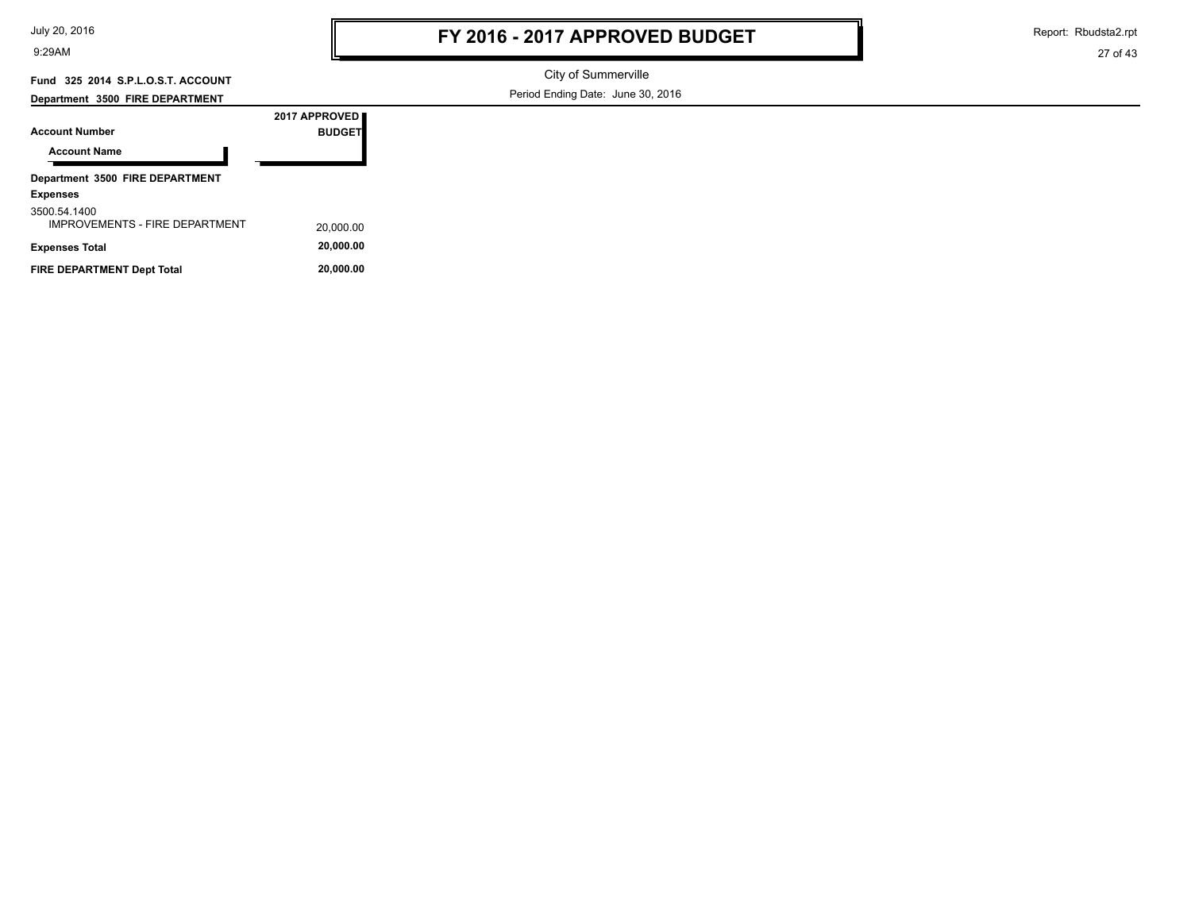# FY 2016 - 2017 APPROVED BUDGET

City of Summerville

Period Ending Date: June 30, 2016

**Fund 325 2014 S.P.L.O.S.T. ACCOUNT**

**Department 3500 FIRE DEPARTMENT**

| Account Number / Account Name | 2017 APPROVED BUDGET |
|---|---|
| **Department 3500 FIRE DEPARTMENT** | |
| **Expenses** | |
| 3500.54.1400 IMPROVEMENTS - FIRE DEPARTMENT | 20,000.00 |
| **Expenses Total** | **20,000.00** |
| **FIRE DEPARTMENT Dept Total** | **20,000.00** |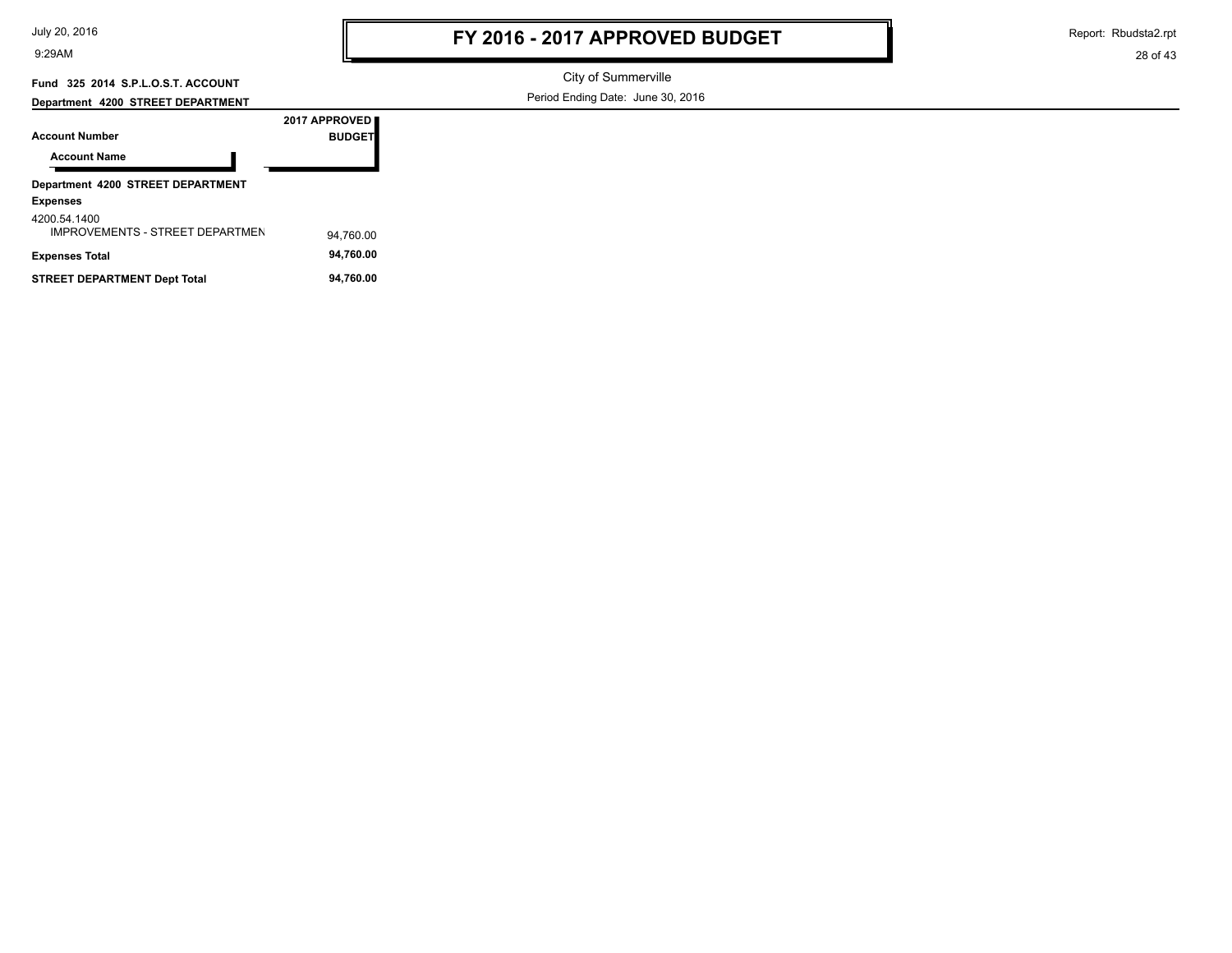# FY 2016 - 2017 APPROVED BUDGET

City of Summerville

Period Ending Date: June 30, 2016

**Fund 325 2014 S.P.L.O.S.T. ACCOUNT**

**Department 4200 STREET DEPARTMENT**

| Account Number / Account Name | 2017 APPROVED BUDGET |
|---|---|
| **Department 4200 STREET DEPARTMENT** | |
| **Expenses** | |
| 4200.54.1400 IMPROVEMENTS - STREET DEPARTMEN | 94,760.00 |
| **Expenses Total** | **94,760.00** |
| **STREET DEPARTMENT Dept Total** | **94,760.00** |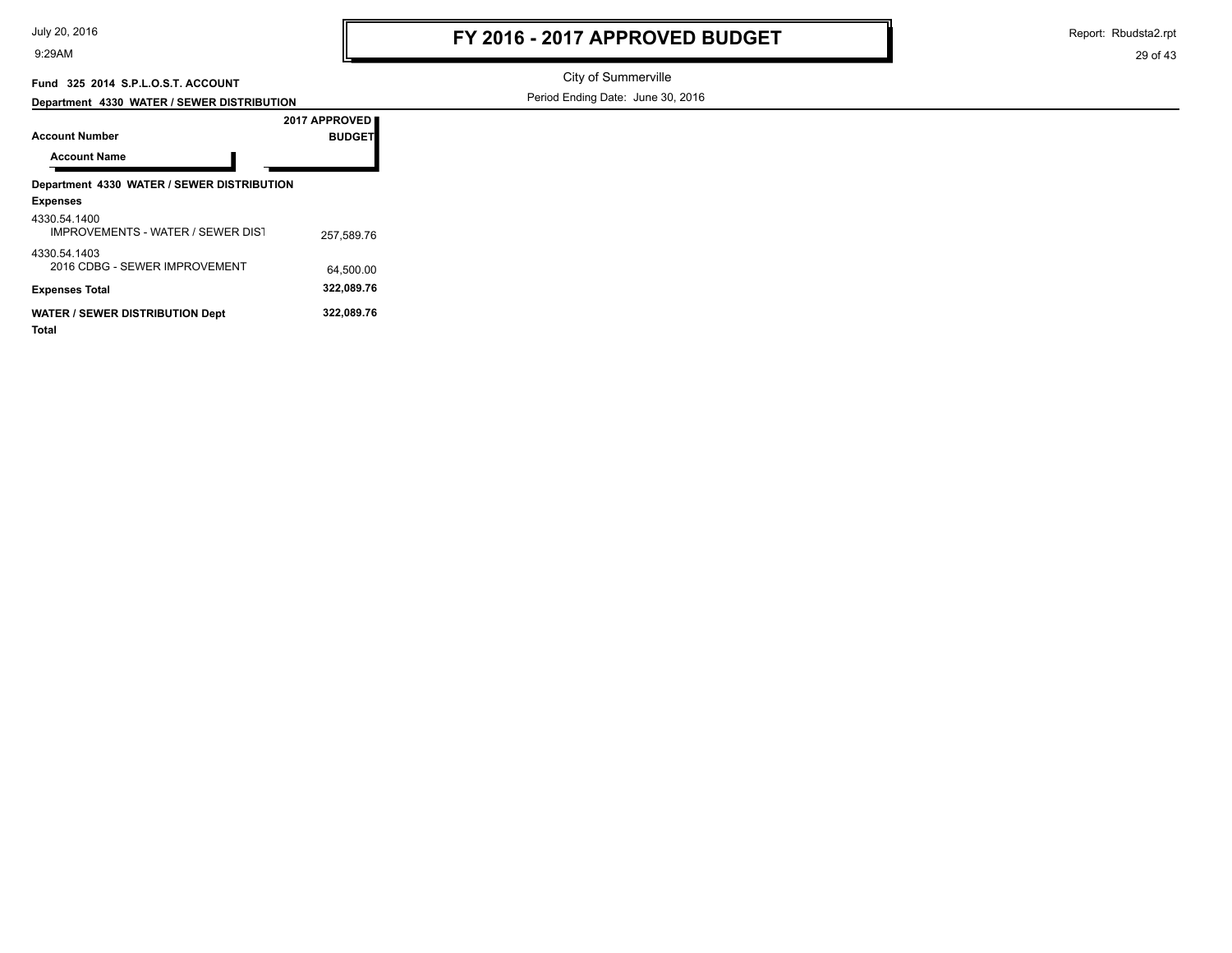# FY 2016 - 2017 APPROVED BUDGET

City of Summerville

Period Ending Date: June 30, 2016

**Fund 325 2014 S.P.L.O.S.T. ACCOUNT**

**Department 4330 WATER / SEWER DISTRIBUTION**

| Account Number / Account Name | 2017 APPROVED BUDGET |
|---|---|
| **Department 4330 WATER / SEWER DISTRIBUTION** | |
| **Expenses** | |
| 4330.54.1400 IMPROVEMENTS - WATER / SEWER DIST | 257,589.76 |
| 4330.54.1403 2016 CDBG - SEWER IMPROVEMENT | 64,500.00 |
| **Expenses Total** | **322,089.76** |
| **WATER / SEWER DISTRIBUTION Dept Total** | **322,089.76** |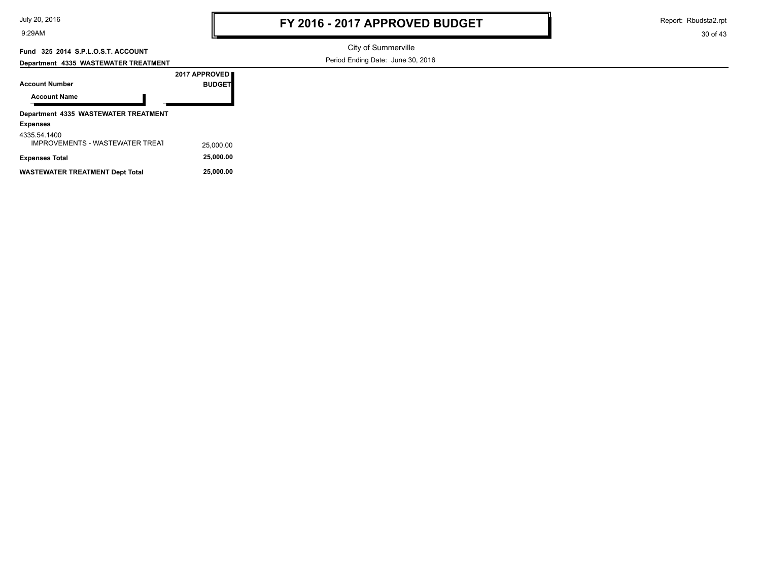# FY 2016 - 2017 APPROVED BUDGET

City of Summerville

Period Ending Date: June 30, 2016

**Fund 325 2014 S.P.L.O.S.T. ACCOUNT**

**Department 4335 WASTEWATER TREATMENT**

| Account Number / Account Name | 2017 APPROVED BUDGET |
|---|---|
| **Department 4335 WASTEWATER TREATMENT** | |
| **Expenses** | |
| 4335.54.1400 IMPROVEMENTS - WASTEWATER TREAT | 25,000.00 |
| **Expenses Total** | **25,000.00** |
| **WASTEWATER TREATMENT Dept Total** | **25,000.00** |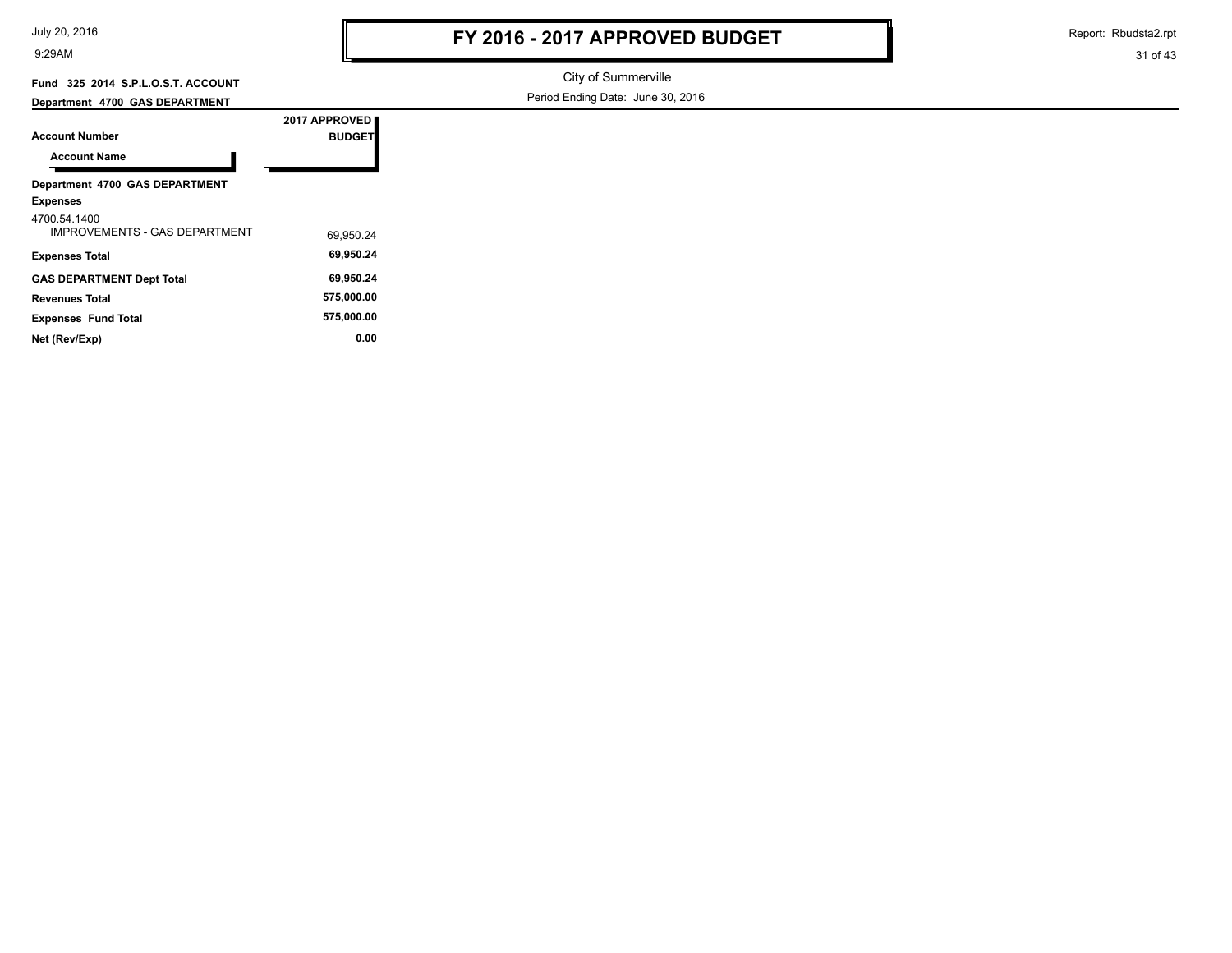# FY 2016 - 2017 APPROVED BUDGET

City of Summerville

Period Ending Date: June 30, 2016

**Fund 325 2014 S.P.L.O.S.T. ACCOUNT**

**Department 4700 GAS DEPARTMENT**

| Account Number / Account Name | 2017 APPROVED BUDGET |
|---|---|
| **Department 4700 GAS DEPARTMENT** | |
| **Expenses** | |
| 4700.54.1400 IMPROVEMENTS - GAS DEPARTMENT | 69,950.24 |
| **Expenses Total** | **69,950.24** |
| **GAS DEPARTMENT Dept Total** | **69,950.24** |
| **Revenues Total** | **575,000.00** |
| **Expenses Fund Total** | **575,000.00** |
| **Net (Rev/Exp)** | **0.00** |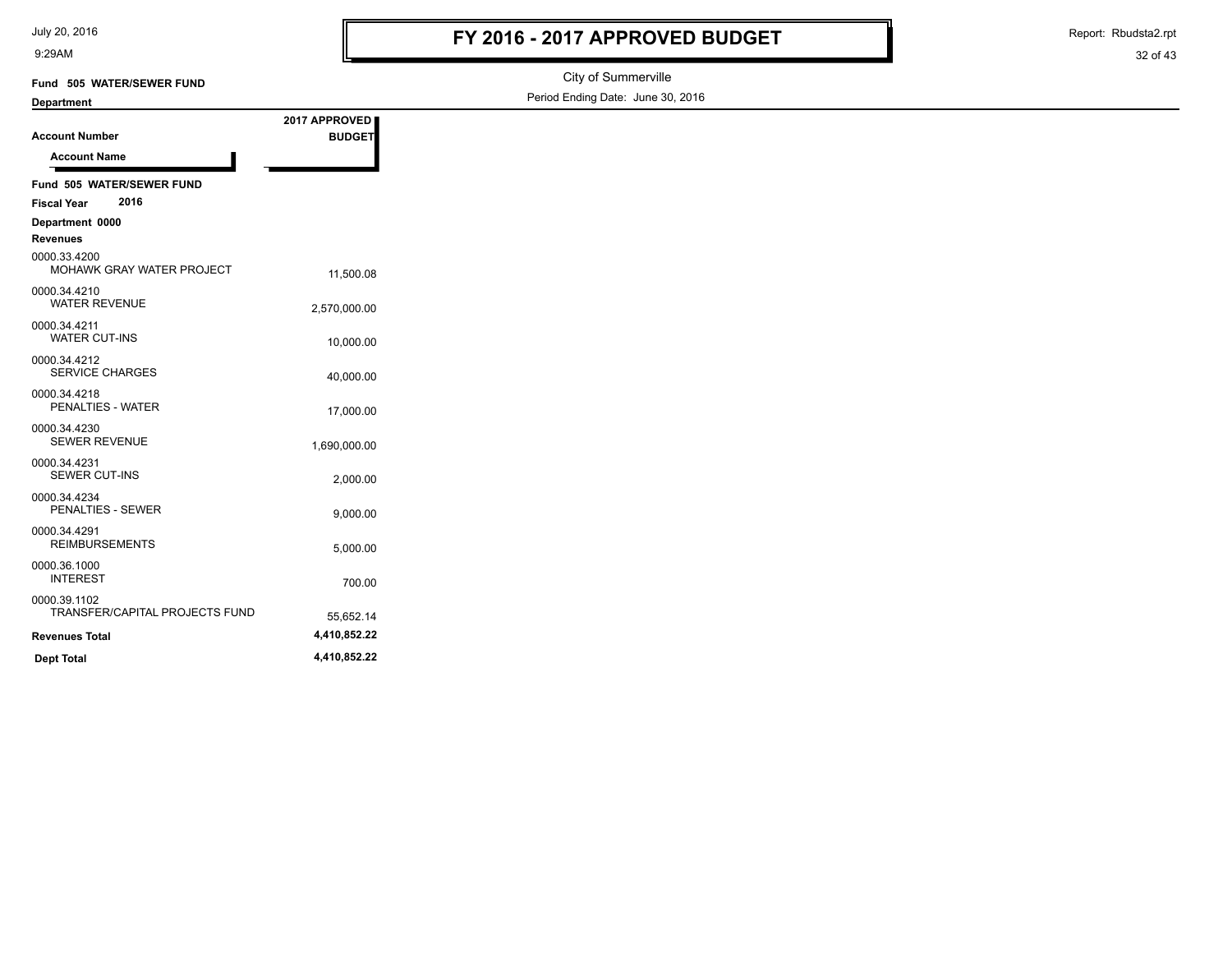# FY 2016 - 2017 APPROVED BUDGET

City of Summerville

Period Ending Date: June 30, 2016

**Fund 505 WATER/SEWER FUND**

**Department**

| Account Number / Account Name | 2017 APPROVED BUDGET |
|---|---|
| **Fund 505 WATER/SEWER FUND** | |
| **Fiscal Year 2016** | |
| **Department 0000** | |
| **Revenues** | |
| 0000.33.4200 MOHAWK GRAY WATER PROJECT | 11,500.08 |
| 0000.34.4210 WATER REVENUE | 2,570,000.00 |
| 0000.34.4211 WATER CUT-INS | 10,000.00 |
| 0000.34.4212 SERVICE CHARGES | 40,000.00 |
| 0000.34.4218 PENALTIES - WATER | 17,000.00 |
| 0000.34.4230 SEWER REVENUE | 1,690,000.00 |
| 0000.34.4231 SEWER CUT-INS | 2,000.00 |
| 0000.34.4234 PENALTIES - SEWER | 9,000.00 |
| 0000.34.4291 REIMBURSEMENTS | 5,000.00 |
| 0000.36.1000 INTEREST | 700.00 |
| 0000.39.1102 TRANSFER/CAPITAL PROJECTS FUND | 55,652.14 |
| **Revenues Total** | **4,410,852.22** |
| **Dept Total** | **4,410,852.22** |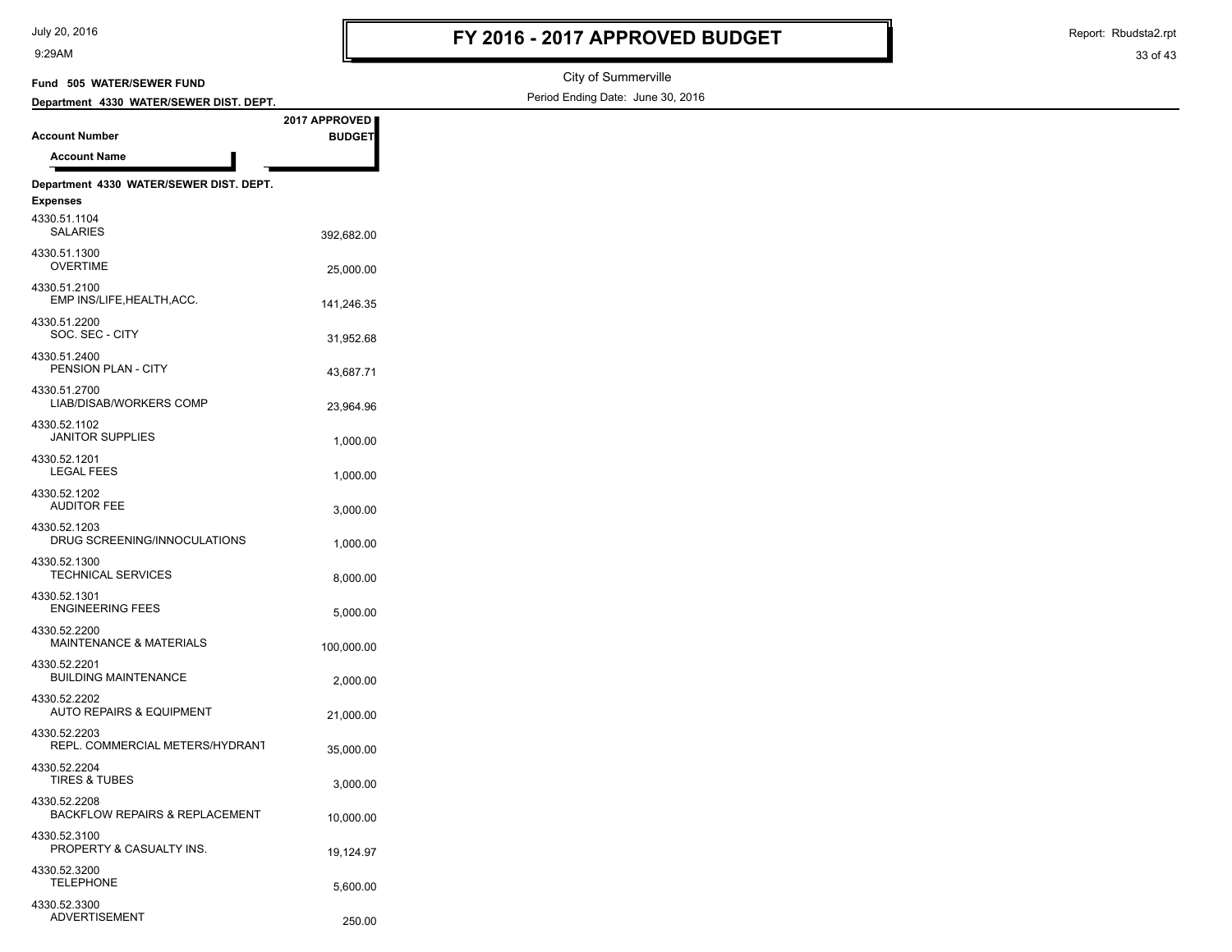# FY 2016 - 2017 APPROVED BUDGET

City of Summerville

Period Ending Date: June 30, 2016

**Fund 505 WATER/SEWER FUND**

**Department 4330 WATER/SEWER DIST. DEPT.**

| Account Number / Account Name | 2017 APPROVED BUDGET |
|---|---|
| **Department 4330 WATER/SEWER DIST. DEPT.** | |
| **Expenses** | |
| 4330.51.1104 SALARIES | 392,682.00 |
| 4330.51.1300 OVERTIME | 25,000.00 |
| 4330.51.2100 EMP INS/LIFE,HEALTH,ACC. | 141,246.35 |
| 4330.51.2200 SOC. SEC - CITY | 31,952.68 |
| 4330.51.2400 PENSION PLAN - CITY | 43,687.71 |
| 4330.51.2700 LIAB/DISAB/WORKERS COMP | 23,964.96 |
| 4330.52.1102 JANITOR SUPPLIES | 1,000.00 |
| 4330.52.1201 LEGAL FEES | 1,000.00 |
| 4330.52.1202 AUDITOR FEE | 3,000.00 |
| 4330.52.1203 DRUG SCREENING/INNOCULATIONS | 1,000.00 |
| 4330.52.1300 TECHNICAL SERVICES | 8,000.00 |
| 4330.52.1301 ENGINEERING FEES | 5,000.00 |
| 4330.52.2200 MAINTENANCE & MATERIALS | 100,000.00 |
| 4330.52.2201 BUILDING MAINTENANCE | 2,000.00 |
| 4330.52.2202 AUTO REPAIRS & EQUIPMENT | 21,000.00 |
| 4330.52.2203 REPL. COMMERCIAL METERS/HYDRANT | 35,000.00 |
| 4330.52.2204 TIRES & TUBES | 3,000.00 |
| 4330.52.2208 BACKFLOW REPAIRS & REPLACEMENT | 10,000.00 |
| 4330.52.3100 PROPERTY & CASUALTY INS. | 19,124.97 |
| 4330.52.3200 TELEPHONE | 5,600.00 |
| 4330.52.3300 ADVERTISEMENT | 250.00 |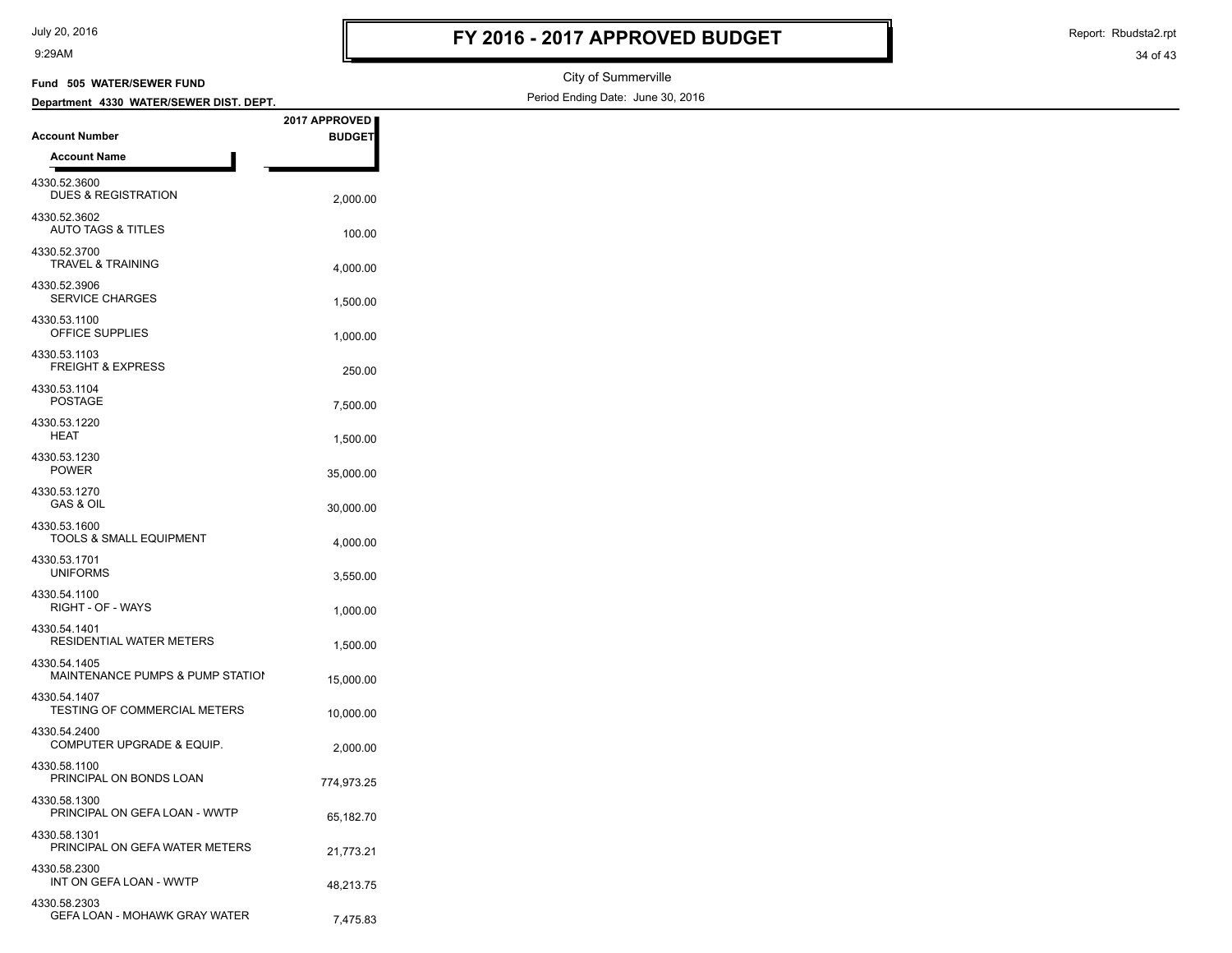# FY 2016 - 2017 APPROVED BUDGET

City of Summerville

Period Ending Date: June 30, 2016

**Fund 505 WATER/SEWER FUND**

**Department 4330 WATER/SEWER DIST. DEPT.**

| Account Number / Account Name | 2017 APPROVED BUDGET |
|---|---|
| 4330.52.3600 DUES & REGISTRATION | 2,000.00 |
| 4330.52.3602 AUTO TAGS & TITLES | 100.00 |
| 4330.52.3700 TRAVEL & TRAINING | 4,000.00 |
| 4330.52.3906 SERVICE CHARGES | 1,500.00 |
| 4330.53.1100 OFFICE SUPPLIES | 1,000.00 |
| 4330.53.1103 FREIGHT & EXPRESS | 250.00 |
| 4330.53.1104 POSTAGE | 7,500.00 |
| 4330.53.1220 HEAT | 1,500.00 |
| 4330.53.1230 POWER | 35,000.00 |
| 4330.53.1270 GAS & OIL | 30,000.00 |
| 4330.53.1600 TOOLS & SMALL EQUIPMENT | 4,000.00 |
| 4330.53.1701 UNIFORMS | 3,550.00 |
| 4330.54.1100 RIGHT - OF - WAYS | 1,000.00 |
| 4330.54.1401 RESIDENTIAL WATER METERS | 1,500.00 |
| 4330.54.1405 MAINTENANCE PUMPS & PUMP STATIOI | 15,000.00 |
| 4330.54.1407 TESTING OF COMMERCIAL METERS | 10,000.00 |
| 4330.54.2400 COMPUTER UPGRADE & EQUIP. | 2,000.00 |
| 4330.58.1100 PRINCIPAL ON BONDS LOAN | 774,973.25 |
| 4330.58.1300 PRINCIPAL ON GEFA LOAN - WWTP | 65,182.70 |
| 4330.58.1301 PRINCIPAL ON GEFA WATER METERS | 21,773.21 |
| 4330.58.2300 INT ON GEFA LOAN - WWTP | 48,213.75 |
| 4330.58.2303 GEFA LOAN - MOHAWK GRAY WATER | 7,475.83 |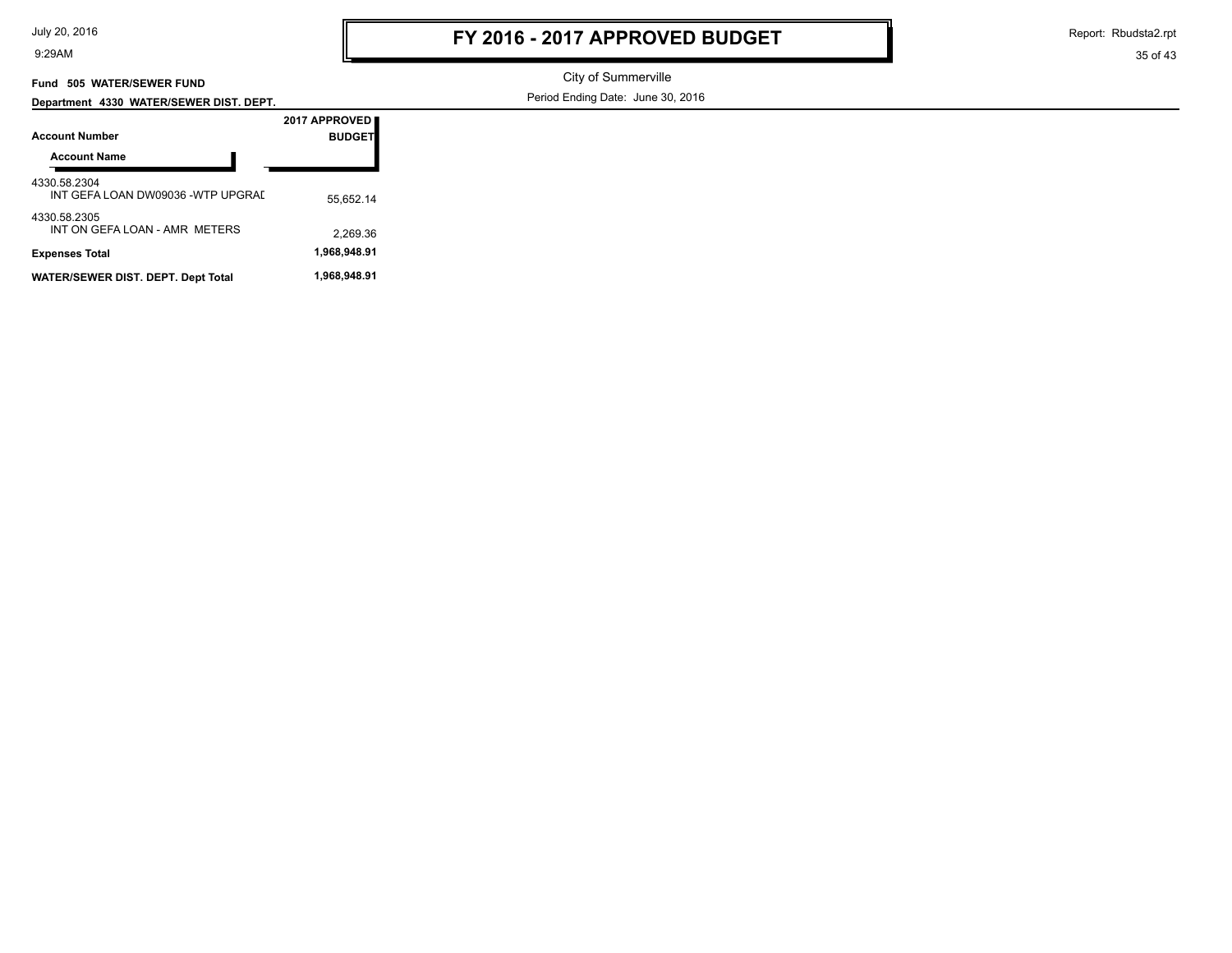**FY 2016 - 2017 APPROVED BUDGET**

City of Summerville

Period Ending Date: June 30, 2016

**Fund 505 WATER/SEWER FUND**

**Department 4330 WATER/SEWER DIST. DEPT.**

| Account Number / Account Name | 2017 APPROVED BUDGET |
|---|---|
| 4330.58.2304 INT GEFA LOAN DW09036 -WTP UPGRAI | 55,652.14 |
| 4330.58.2305 INT ON GEFA LOAN - AMR METERS | 2,269.36 |
| **Expenses Total** | **1,968,948.91** |
| **WATER/SEWER DIST. DEPT. Dept Total** | **1,968,948.91** |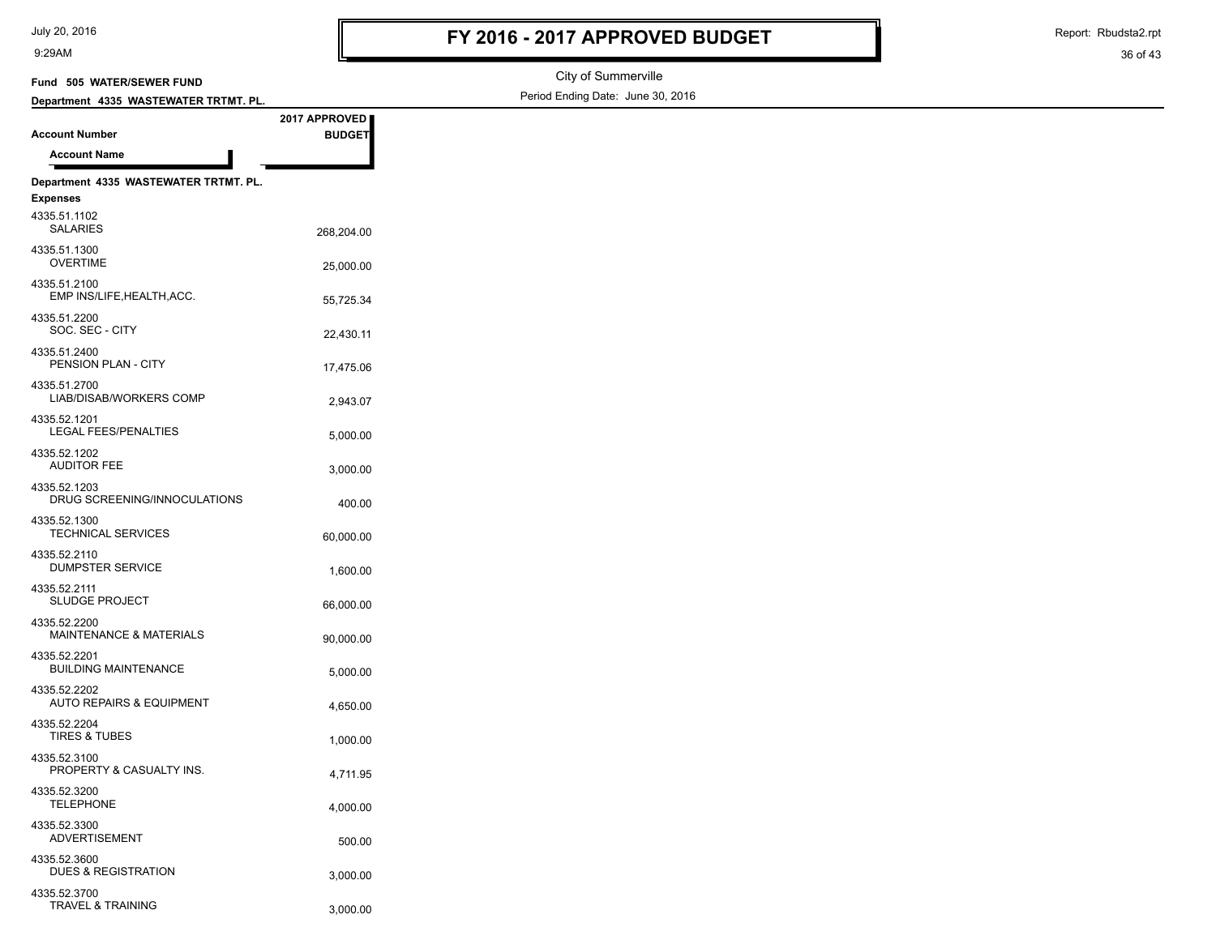# FY 2016 - 2017 APPROVED BUDGET

City of Summerville

Period Ending Date: June 30, 2016

**Fund 505 WATER/SEWER FUND**

**Department 4335 WASTEWATER TRTMT. PL.**

| Account Number / Account Name | 2017 APPROVED BUDGET |
|---|---|
| **Department 4335 WASTEWATER TRTMT. PL.** | |
| **Expenses** | |
| 4335.51.1102 SALARIES | 268,204.00 |
| 4335.51.1300 OVERTIME | 25,000.00 |
| 4335.51.2100 EMP INS/LIFE,HEALTH,ACC. | 55,725.34 |
| 4335.51.2200 SOC. SEC - CITY | 22,430.11 |
| 4335.51.2400 PENSION PLAN - CITY | 17,475.06 |
| 4335.51.2700 LIAB/DISAB/WORKERS COMP | 2,943.07 |
| 4335.52.1201 LEGAL FEES/PENALTIES | 5,000.00 |
| 4335.52.1202 AUDITOR FEE | 3,000.00 |
| 4335.52.1203 DRUG SCREENING/INNOCULATIONS | 400.00 |
| 4335.52.1300 TECHNICAL SERVICES | 60,000.00 |
| 4335.52.2110 DUMPSTER SERVICE | 1,600.00 |
| 4335.52.2111 SLUDGE PROJECT | 66,000.00 |
| 4335.52.2200 MAINTENANCE & MATERIALS | 90,000.00 |
| 4335.52.2201 BUILDING MAINTENANCE | 5,000.00 |
| 4335.52.2202 AUTO REPAIRS & EQUIPMENT | 4,650.00 |
| 4335.52.2204 TIRES & TUBES | 1,000.00 |
| 4335.52.3100 PROPERTY & CASUALTY INS. | 4,711.95 |
| 4335.52.3200 TELEPHONE | 4,000.00 |
| 4335.52.3300 ADVERTISEMENT | 500.00 |
| 4335.52.3600 DUES & REGISTRATION | 3,000.00 |
| 4335.52.3700 TRAVEL & TRAINING | 3,000.00 |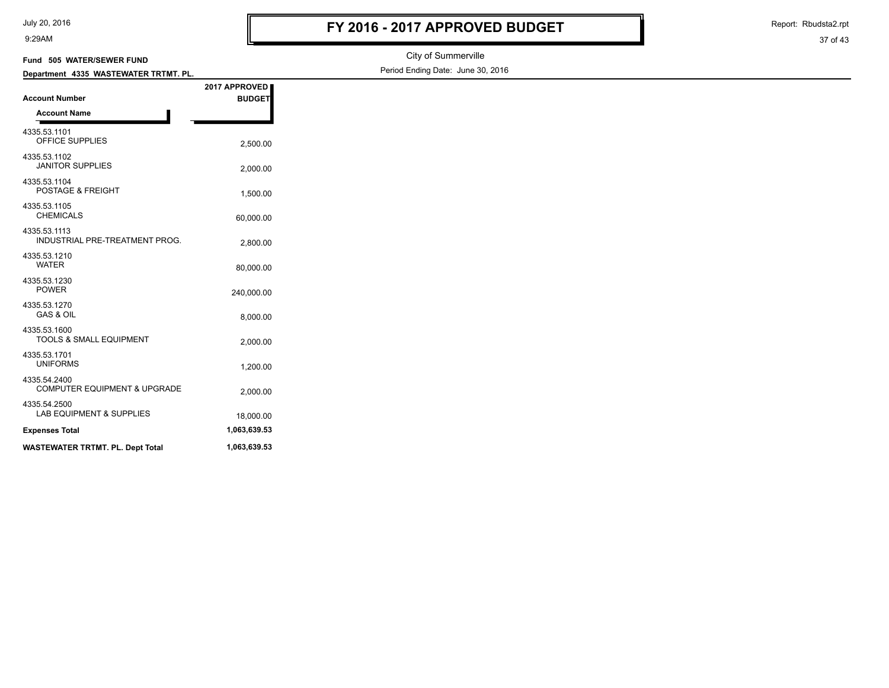# FY 2016 - 2017 APPROVED BUDGET

City of Summerville

Period Ending Date: June 30, 2016

**Fund 505 WATER/SEWER FUND**

**Department 4335 WASTEWATER TRTMT. PL.**

| Account Number / Account Name | 2017 APPROVED BUDGET |
|---|---|
| 4335.53.1101 OFFICE SUPPLIES | 2,500.00 |
| 4335.53.1102 JANITOR SUPPLIES | 2,000.00 |
| 4335.53.1104 POSTAGE & FREIGHT | 1,500.00 |
| 4335.53.1105 CHEMICALS | 60,000.00 |
| 4335.53.1113 INDUSTRIAL PRE-TREATMENT PROG. | 2,800.00 |
| 4335.53.1210 WATER | 80,000.00 |
| 4335.53.1230 POWER | 240,000.00 |
| 4335.53.1270 GAS & OIL | 8,000.00 |
| 4335.53.1600 TOOLS & SMALL EQUIPMENT | 2,000.00 |
| 4335.53.1701 UNIFORMS | 1,200.00 |
| 4335.54.2400 COMPUTER EQUIPMENT & UPGRADE | 2,000.00 |
| 4335.54.2500 LAB EQUIPMENT & SUPPLIES | 18,000.00 |
| **Expenses Total** | **1,063,639.53** |
| **WASTEWATER TRTMT. PL. Dept Total** | **1,063,639.53** |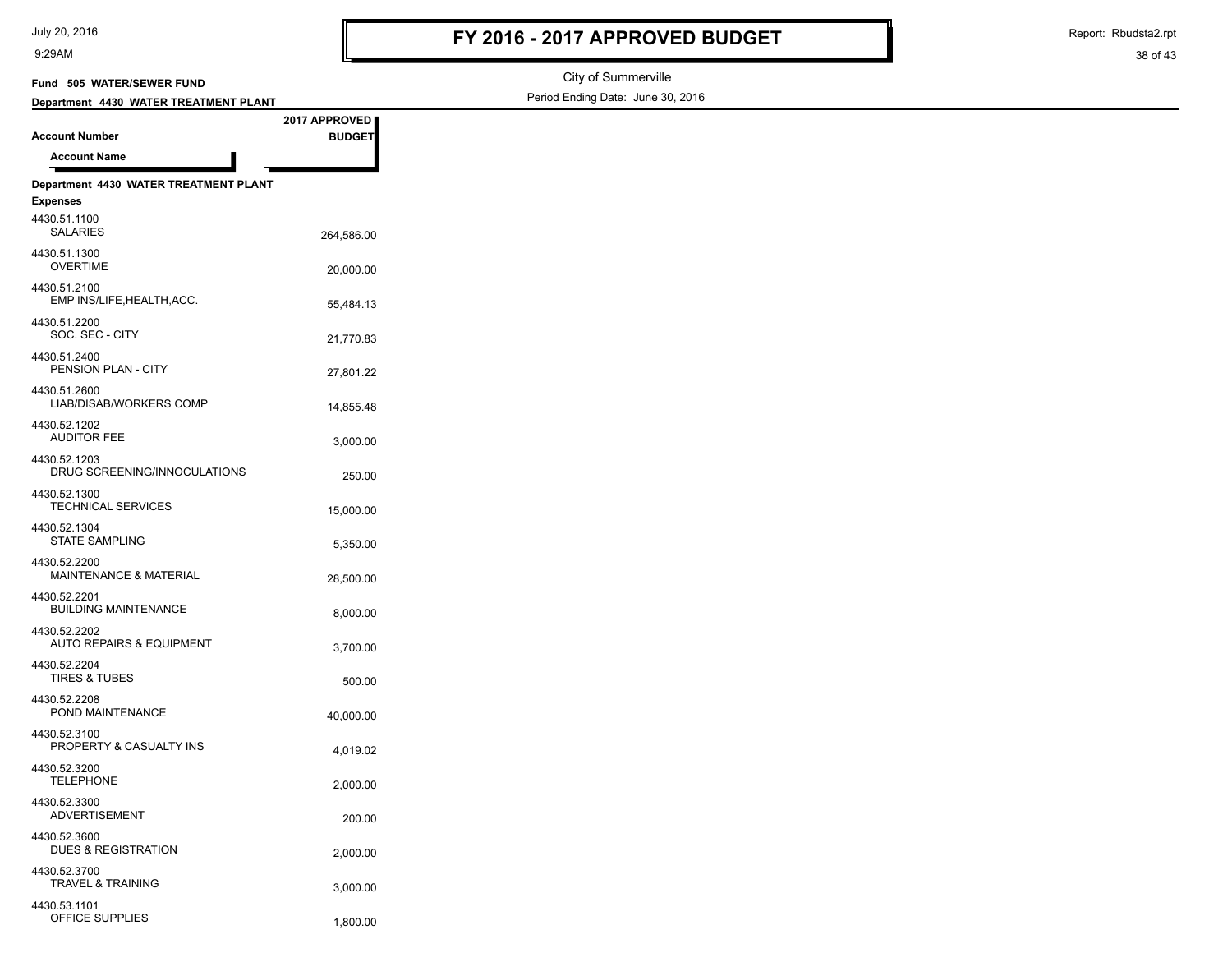# FY 2016 - 2017 APPROVED BUDGET

City of Summerville

Period Ending Date: June 30, 2016

**Fund 505 WATER/SEWER FUND**

**Department 4430 WATER TREATMENT PLANT**

| Account Number / Account Name | 2017 APPROVED BUDGET |
|---|---|
| **Department 4430 WATER TREATMENT PLANT** | |
| **Expenses** | |
| 4430.51.1100 SALARIES | 264,586.00 |
| 4430.51.1300 OVERTIME | 20,000.00 |
| 4430.51.2100 EMP INS/LIFE,HEALTH,ACC. | 55,484.13 |
| 4430.51.2200 SOC. SEC - CITY | 21,770.83 |
| 4430.51.2400 PENSION PLAN - CITY | 27,801.22 |
| 4430.51.2600 LIAB/DISAB/WORKERS COMP | 14,855.48 |
| 4430.52.1202 AUDITOR FEE | 3,000.00 |
| 4430.52.1203 DRUG SCREENING/INNOCULATIONS | 250.00 |
| 4430.52.1300 TECHNICAL SERVICES | 15,000.00 |
| 4430.52.1304 STATE SAMPLING | 5,350.00 |
| 4430.52.2200 MAINTENANCE & MATERIAL | 28,500.00 |
| 4430.52.2201 BUILDING MAINTENANCE | 8,000.00 |
| 4430.52.2202 AUTO REPAIRS & EQUIPMENT | 3,700.00 |
| 4430.52.2204 TIRES & TUBES | 500.00 |
| 4430.52.2208 POND MAINTENANCE | 40,000.00 |
| 4430.52.3100 PROPERTY & CASUALTY INS | 4,019.02 |
| 4430.52.3200 TELEPHONE | 2,000.00 |
| 4430.52.3300 ADVERTISEMENT | 200.00 |
| 4430.52.3600 DUES & REGISTRATION | 2,000.00 |
| 4430.52.3700 TRAVEL & TRAINING | 3,000.00 |
| 4430.53.1101 OFFICE SUPPLIES | 1,800.00 |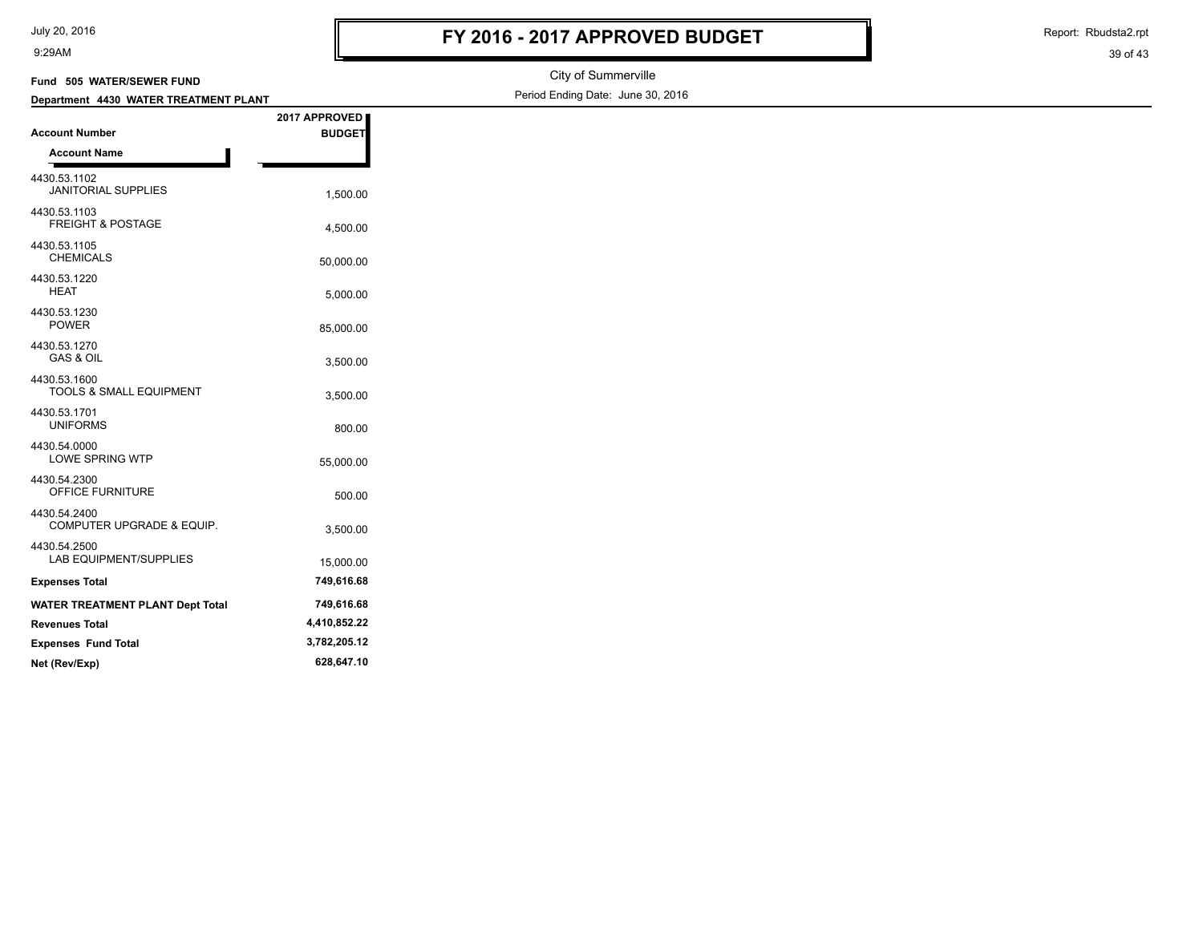# FY 2016 - 2017 APPROVED BUDGET

City of Summerville

Period Ending Date: June 30, 2016

**Fund 505 WATER/SEWER FUND**

**Department 4430 WATER TREATMENT PLANT**

| Account Number / Account Name | 2017 APPROVED BUDGET |
|---|---|
| 4430.53.1102 JANITORIAL SUPPLIES | 1,500.00 |
| 4430.53.1103 FREIGHT & POSTAGE | 4,500.00 |
| 4430.53.1105 CHEMICALS | 50,000.00 |
| 4430.53.1220 HEAT | 5,000.00 |
| 4430.53.1230 POWER | 85,000.00 |
| 4430.53.1270 GAS & OIL | 3,500.00 |
| 4430.53.1600 TOOLS & SMALL EQUIPMENT | 3,500.00 |
| 4430.53.1701 UNIFORMS | 800.00 |
| 4430.54.0000 LOWE SPRING WTP | 55,000.00 |
| 4430.54.2300 OFFICE FURNITURE | 500.00 |
| 4430.54.2400 COMPUTER UPGRADE & EQUIP. | 3,500.00 |
| 4430.54.2500 LAB EQUIPMENT/SUPPLIES | 15,000.00 |
| **Expenses Total** | **749,616.68** |
| **WATER TREATMENT PLANT Dept Total** | **749,616.68** |
| **Revenues Total** | **4,410,852.22** |
| **Expenses Fund Total** | **3,782,205.12** |
| **Net (Rev/Exp)** | **628,647.10** |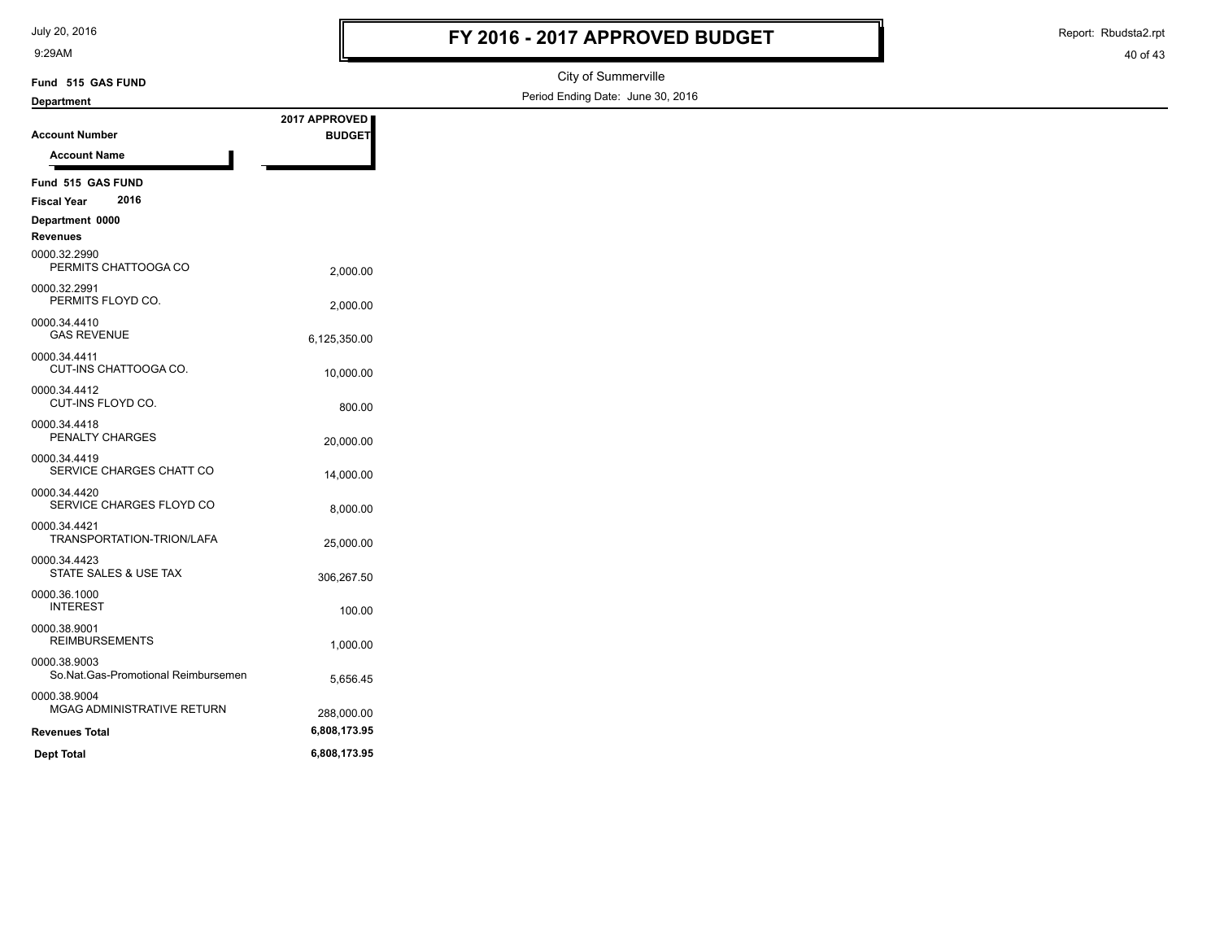# FY 2016 - 2017 APPROVED BUDGET

City of Summerville

Period Ending Date: June 30, 2016

**Fund 515 GAS FUND**

**Department**

| Account Number / Account Name | 2017 APPROVED BUDGET |
|---|---|
| **Fund 515 GAS FUND** | |
| **Fiscal Year 2016** | |
| **Department 0000** | |
| **Revenues** | |
| 0000.32.2990 PERMITS CHATTOOGA CO | 2,000.00 |
| 0000.32.2991 PERMITS FLOYD CO. | 2,000.00 |
| 0000.34.4410 GAS REVENUE | 6,125,350.00 |
| 0000.34.4411 CUT-INS CHATTOOGA CO. | 10,000.00 |
| 0000.34.4412 CUT-INS FLOYD CO. | 800.00 |
| 0000.34.4418 PENALTY CHARGES | 20,000.00 |
| 0000.34.4419 SERVICE CHARGES CHATT CO | 14,000.00 |
| 0000.34.4420 SERVICE CHARGES FLOYD CO | 8,000.00 |
| 0000.34.4421 TRANSPORTATION-TRION/LAFA | 25,000.00 |
| 0000.34.4423 STATE SALES & USE TAX | 306,267.50 |
| 0000.36.1000 INTEREST | 100.00 |
| 0000.38.9001 REIMBURSEMENTS | 1,000.00 |
| 0000.38.9003 So.Nat.Gas-Promotional Reimbursemen | 5,656.45 |
| 0000.38.9004 MGAG ADMINISTRATIVE RETURN | 288,000.00 |
| **Revenues Total** | **6,808,173.95** |
| **Dept Total** | **6,808,173.95** |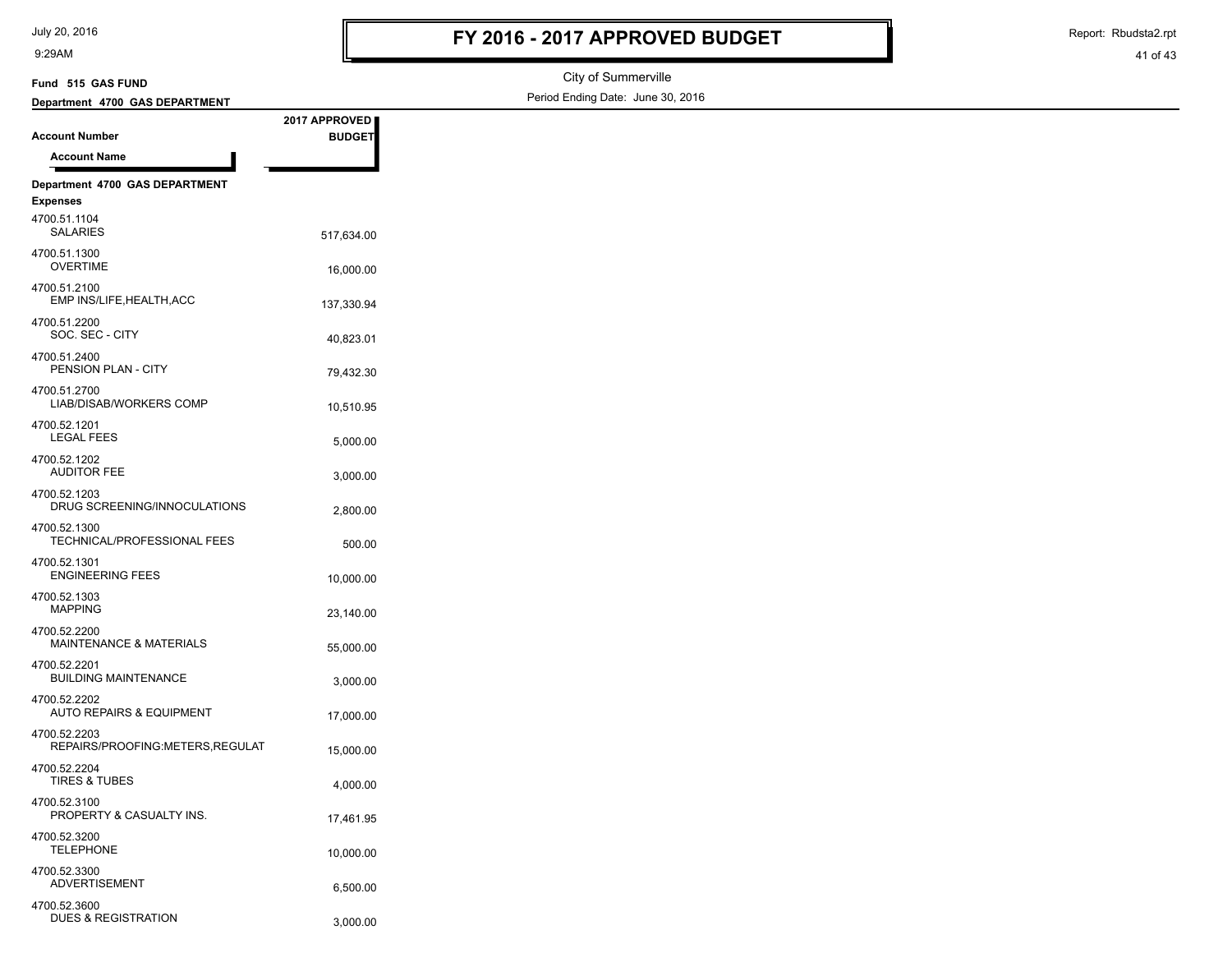# FY 2016 - 2017 APPROVED BUDGET

City of Summerville

Period Ending Date: June 30, 2016

**Fund 515 GAS FUND**

**Department 4700 GAS DEPARTMENT**

| Account Number / Account Name | 2017 APPROVED BUDGET |
|---|---|
| **Department 4700 GAS DEPARTMENT** | |
| **Expenses** | |
| 4700.51.1104 SALARIES | 517,634.00 |
| 4700.51.1300 OVERTIME | 16,000.00 |
| 4700.51.2100 EMP INS/LIFE,HEALTH,ACC | 137,330.94 |
| 4700.51.2200 SOC. SEC - CITY | 40,823.01 |
| 4700.51.2400 PENSION PLAN - CITY | 79,432.30 |
| 4700.51.2700 LIAB/DISAB/WORKERS COMP | 10,510.95 |
| 4700.52.1201 LEGAL FEES | 5,000.00 |
| 4700.52.1202 AUDITOR FEE | 3,000.00 |
| 4700.52.1203 DRUG SCREENING/INNOCULATIONS | 2,800.00 |
| 4700.52.1300 TECHNICAL/PROFESSIONAL FEES | 500.00 |
| 4700.52.1301 ENGINEERING FEES | 10,000.00 |
| 4700.52.1303 MAPPING | 23,140.00 |
| 4700.52.2200 MAINTENANCE & MATERIALS | 55,000.00 |
| 4700.52.2201 BUILDING MAINTENANCE | 3,000.00 |
| 4700.52.2202 AUTO REPAIRS & EQUIPMENT | 17,000.00 |
| 4700.52.2203 REPAIRS/PROOFING:METERS,REGULAT | 15,000.00 |
| 4700.52.2204 TIRES & TUBES | 4,000.00 |
| 4700.52.3100 PROPERTY & CASUALTY INS. | 17,461.95 |
| 4700.52.3200 TELEPHONE | 10,000.00 |
| 4700.52.3300 ADVERTISEMENT | 6,500.00 |
| 4700.52.3600 DUES & REGISTRATION | 3,000.00 |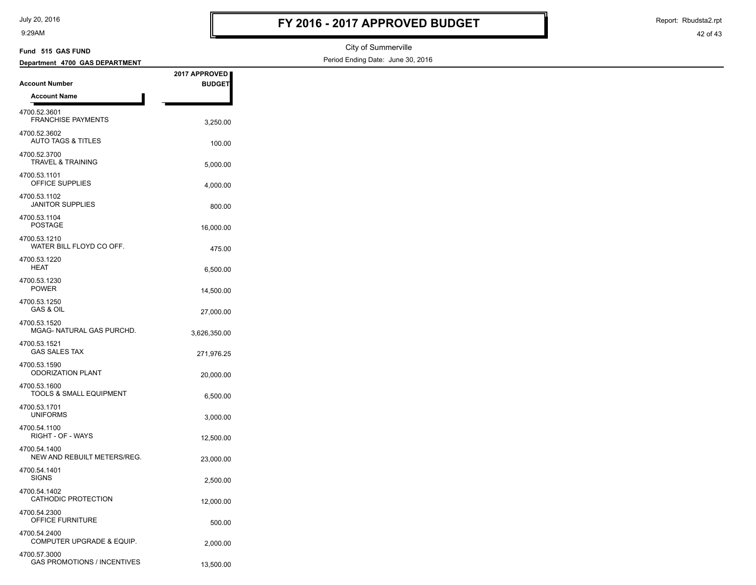# FY 2016 - 2017 APPROVED BUDGET

City of Summerville

Period Ending Date: June 30, 2016

**Fund 515 GAS FUND**

**Department 4700 GAS DEPARTMENT**

| Account Number / Account Name | 2017 APPROVED BUDGET |
|---|---|
| 4700.52.3601 FRANCHISE PAYMENTS | 3,250.00 |
| 4700.52.3602 AUTO TAGS & TITLES | 100.00 |
| 4700.52.3700 TRAVEL & TRAINING | 5,000.00 |
| 4700.53.1101 OFFICE SUPPLIES | 4,000.00 |
| 4700.53.1102 JANITOR SUPPLIES | 800.00 |
| 4700.53.1104 POSTAGE | 16,000.00 |
| 4700.53.1210 WATER BILL FLOYD CO OFF. | 475.00 |
| 4700.53.1220 HEAT | 6,500.00 |
| 4700.53.1230 POWER | 14,500.00 |
| 4700.53.1250 GAS & OIL | 27,000.00 |
| 4700.53.1520 MGAG- NATURAL GAS PURCHD. | 3,626,350.00 |
| 4700.53.1521 GAS SALES TAX | 271,976.25 |
| 4700.53.1590 ODORIZATION PLANT | 20,000.00 |
| 4700.53.1600 TOOLS & SMALL EQUIPMENT | 6,500.00 |
| 4700.53.1701 UNIFORMS | 3,000.00 |
| 4700.54.1100 RIGHT - OF - WAYS | 12,500.00 |
| 4700.54.1400 NEW AND REBUILT METERS/REG. | 23,000.00 |
| 4700.54.1401 SIGNS | 2,500.00 |
| 4700.54.1402 CATHODIC PROTECTION | 12,000.00 |
| 4700.54.2300 OFFICE FURNITURE | 500.00 |
| 4700.54.2400 COMPUTER UPGRADE & EQUIP. | 2,000.00 |
| 4700.57.3000 GAS PROMOTIONS / INCENTIVES | 13,500.00 |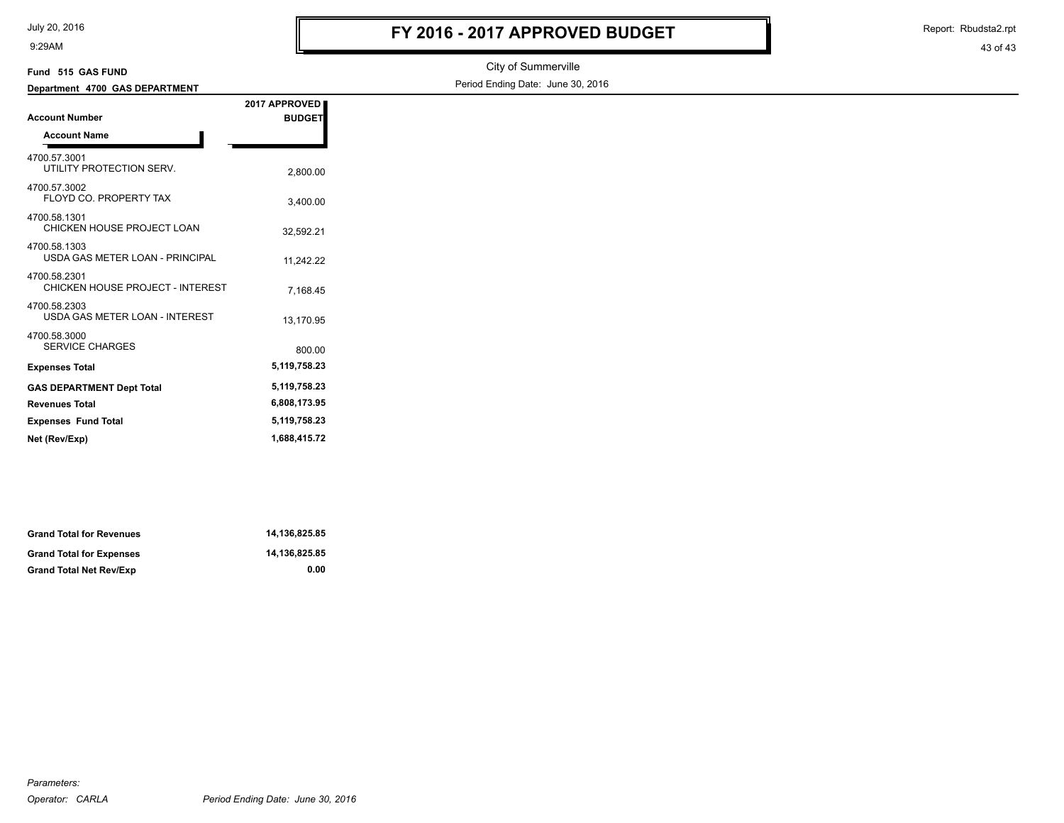# FY 2016 - 2017 APPROVED BUDGET

City of Summerville

Period Ending Date: June 30, 2016

**Fund 515 GAS FUND**

**Department 4700 GAS DEPARTMENT**

| Account Number / Account Name | 2017 APPROVED BUDGET |
|---|---|
| 4700.57.3001 UTILITY PROTECTION SERV. | 2,800.00 |
| 4700.57.3002 FLOYD CO. PROPERTY TAX | 3,400.00 |
| 4700.58.1301 CHICKEN HOUSE PROJECT LOAN | 32,592.21 |
| 4700.58.1303 USDA GAS METER LOAN - PRINCIPAL | 11,242.22 |
| 4700.58.2301 CHICKEN HOUSE PROJECT - INTEREST | 7,168.45 |
| 4700.58.2303 USDA GAS METER LOAN - INTEREST | 13,170.95 |
| 4700.58.3000 SERVICE CHARGES | 800.00 |
| **Expenses Total** | **5,119,758.23** |
| **GAS DEPARTMENT Dept Total** | **5,119,758.23** |
| **Revenues Total** | **6,808,173.95** |
| **Expenses Fund Total** | **5,119,758.23** |
| **Net (Rev/Exp)** | **1,688,415.72** |

| | |
|---|---|
| **Grand Total for Revenues** | **14,136,825.85** |
| **Grand Total for Expenses** | **14,136,825.85** |
| **Grand Total Net Rev/Exp** | **0.00** |

*Parameters:*

*Operator: CARLA* *Period Ending Date: June 30, 2016*